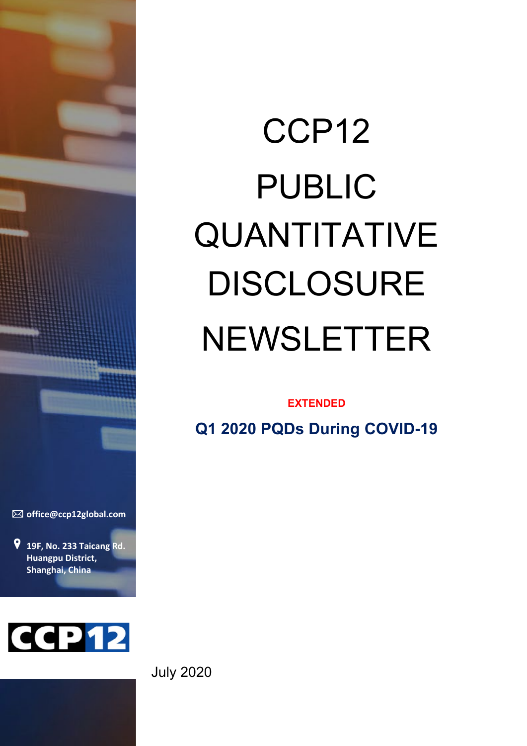# CCP12 PUBLIC QUANTITATIVE DISCLOSURE NEWSLETTER

**EXTENDED**

**Q1 2020 PQDs During COVID-19**

office@ccp12global.com

19F, No. 233 Taicang Rd.
Huangpu District,
Shanghai, China

CCP12

July 2020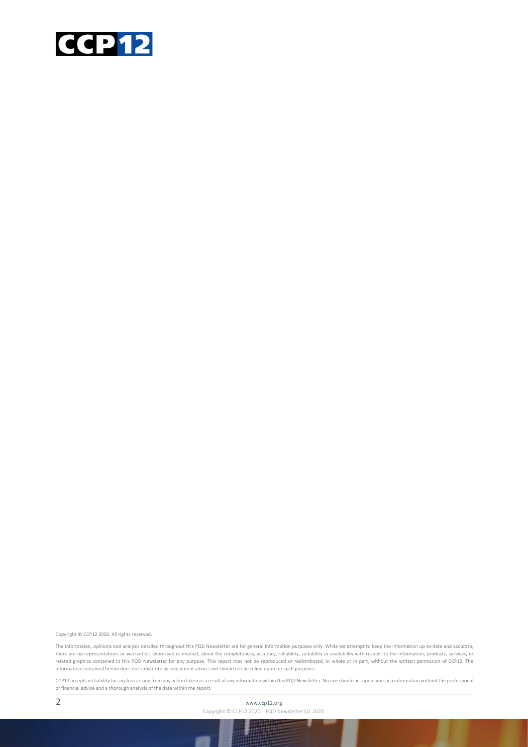Copyright © CCP12 2020. All rights reserved.

The information, opinions and analysis detailed throughout this PQD Newsletter are for general information purposes only. While we attempt to keep the information up-to-date and accurate, there are no representations or warranties, expressed or implied, about the completeness, accuracy, reliability, suitability or availability with respect to the information, products, services, or related graphics contained in this PQD Newsletter for any purpose. This report may not be reproduced or redistributed, in whole or in part, without the written permission of CCP12. The information contained herein does not substitute as investment advice and should not be relied upon for such purposes.

CCP12 accepts no liability for any loss arising from any action taken as a result of any information within this PQD Newsletter. No one should act upon any such information without the professional or financial advice and a thorough analysis of the data within the report.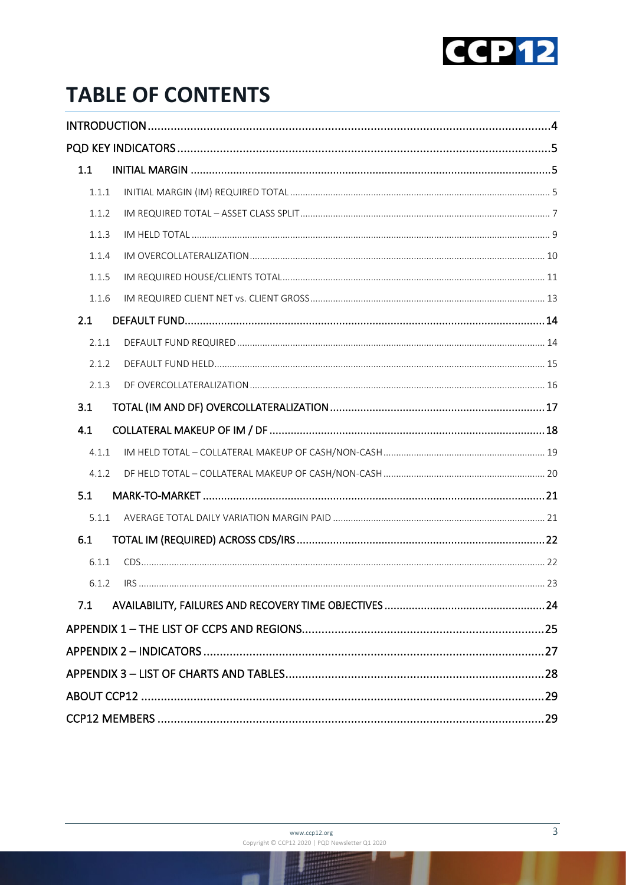# TABLE OF CONTENTS

INTRODUCTION ..... 4

PQD KEY INDICATORS ..... 5

- 1.1 INITIAL MARGIN ..... 5
  - 1.1.1 INITIAL MARGIN (IM) REQUIRED TOTAL ..... 5
  - 1.1.2 IM REQUIRED TOTAL – ASSET CLASS SPLIT ..... 7
  - 1.1.3 IM HELD TOTAL ..... 9
  - 1.1.4 IM OVERCOLLATERALIZATION ..... 10
  - 1.1.5 IM REQUIRED HOUSE/CLIENTS TOTAL ..... 11
  - 1.1.6 IM REQUIRED CLIENT NET vs. CLIENT GROSS ..... 13
- 2.1 DEFAULT FUND ..... 14
  - 2.1.1 DEFAULT FUND REQUIRED ..... 14
  - 2.1.2 DEFAULT FUND HELD ..... 15
  - 2.1.3 DF OVERCOLLATERALIZATION ..... 16
- 3.1 TOTAL (IM AND DF) OVERCOLLATERALIZATION ..... 17
- 4.1 COLLATERAL MAKEUP OF IM / DF ..... 18
  - 4.1.1 IM HELD TOTAL – COLLATERAL MAKEUP OF CASH/NON-CASH ..... 19
  - 4.1.2 DF HELD TOTAL – COLLATERAL MAKEUP OF CASH/NON-CASH ..... 20
- 5.1 MARK-TO-MARKET ..... 21
  - 5.1.1 AVERAGE TOTAL DAILY VARIATION MARGIN PAID ..... 21
- 6.1 TOTAL IM (REQUIRED) ACROSS CDS/IRS ..... 22
  - 6.1.1 CDS ..... 22
  - 6.1.2 IRS ..... 23
- 7.1 AVAILABILITY, FAILURES AND RECOVERY TIME OBJECTIVES ..... 24

APPENDIX 1 – THE LIST OF CCPS AND REGIONS ..... 25

APPENDIX 2 – INDICATORS ..... 27

APPENDIX 3 – LIST OF CHARTS AND TABLES ..... 28

ABOUT CCP12 ..... 29

CCP12 MEMBERS ..... 29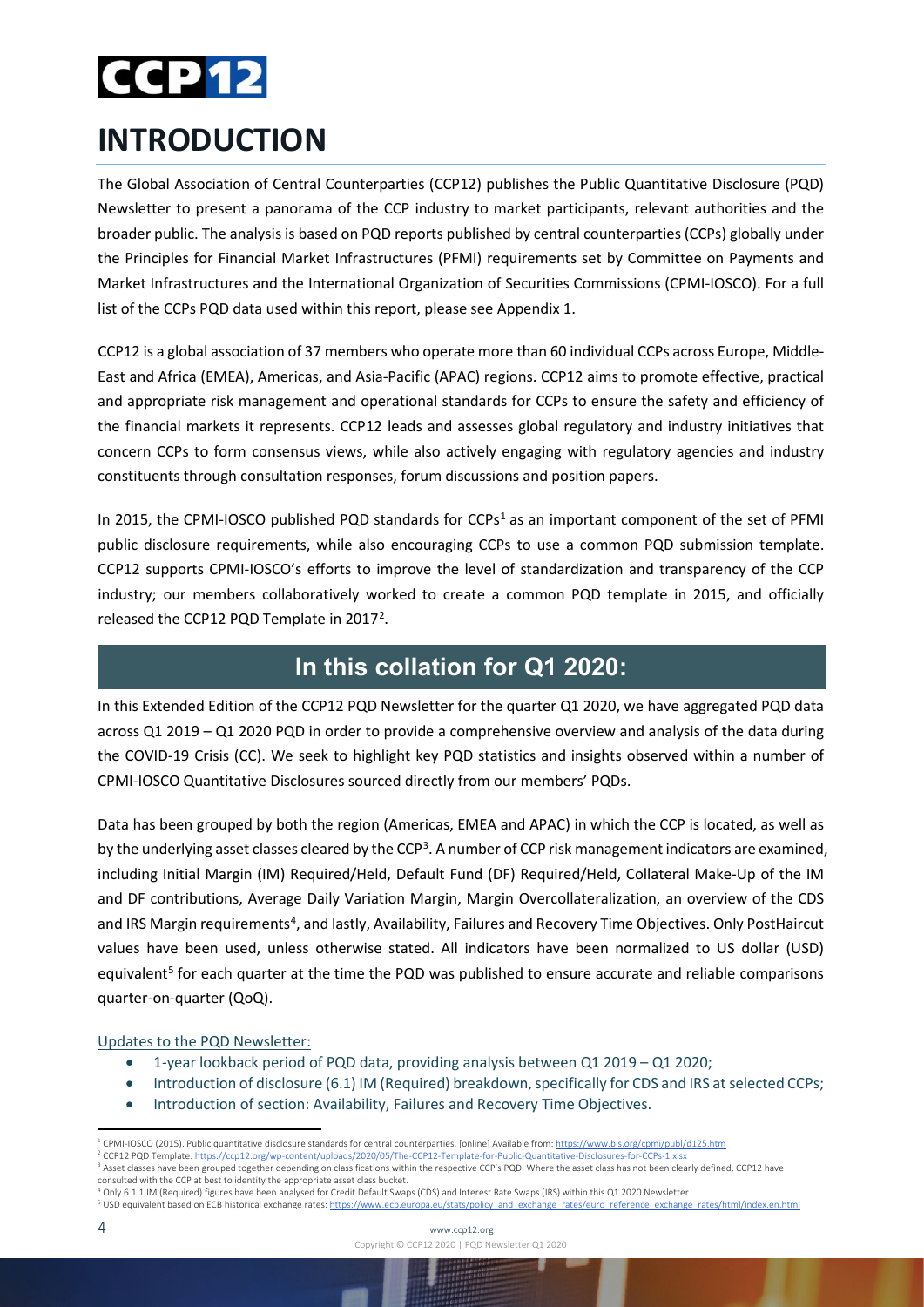# INTRODUCTION

The Global Association of Central Counterparties (CCP12) publishes the Public Quantitative Disclosure (PQD) Newsletter to present a panorama of the CCP industry to market participants, relevant authorities and the broader public. The analysis is based on PQD reports published by central counterparties (CCPs) globally under the Principles for Financial Market Infrastructures (PFMI) requirements set by Committee on Payments and Market Infrastructures and the International Organization of Securities Commissions (CPMI-IOSCO). For a full list of the CCPs PQD data used within this report, please see Appendix 1.

CCP12 is a global association of 37 members who operate more than 60 individual CCPs across Europe, Middle-East and Africa (EMEA), Americas, and Asia-Pacific (APAC) regions. CCP12 aims to promote effective, practical and appropriate risk management and operational standards for CCPs to ensure the safety and efficiency of the financial markets it represents. CCP12 leads and assesses global regulatory and industry initiatives that concern CCPs to form consensus views, while also actively engaging with regulatory agencies and industry constituents through consultation responses, forum discussions and position papers.

In 2015, the CPMI-IOSCO published PQD standards for CCPs[1] as an important component of the set of PFMI public disclosure requirements, while also encouraging CCPs to use a common PQD submission template. CCP12 supports CPMI-IOSCO's efforts to improve the level of standardization and transparency of the CCP industry; our members collaboratively worked to create a common PQD template in 2015, and officially released the CCP12 PQD Template in 2017[2].

## In this collation for Q1 2020:

In this Extended Edition of the CCP12 PQD Newsletter for the quarter Q1 2020, we have aggregated PQD data across Q1 2019 – Q1 2020 PQD in order to provide a comprehensive overview and analysis of the data during the COVID-19 Crisis (CC). We seek to highlight key PQD statistics and insights observed within a number of CPMI-IOSCO Quantitative Disclosures sourced directly from our members' PQDs.

Data has been grouped by both the region (Americas, EMEA and APAC) in which the CCP is located, as well as by the underlying asset classes cleared by the CCP[3]. A number of CCP risk management indicators are examined, including Initial Margin (IM) Required/Held, Default Fund (DF) Required/Held, Collateral Make-Up of the IM and DF contributions, Average Daily Variation Margin, Margin Overcollateralization, an overview of the CDS and IRS Margin requirements[4], and lastly, Availability, Failures and Recovery Time Objectives. Only PostHaircut values have been used, unless otherwise stated. All indicators have been normalized to US dollar (USD) equivalent[5] for each quarter at the time the PQD was published to ensure accurate and reliable comparisons quarter-on-quarter (QoQ).

Updates to the PQD Newsletter:

- 1-year lookback period of PQD data, providing analysis between Q1 2019 – Q1 2020;
- Introduction of disclosure (6.1) IM (Required) breakdown, specifically for CDS and IRS at selected CCPs;
- Introduction of section: Availability, Failures and Recovery Time Objectives.

---

[1] CPMI-IOSCO (2015). Public quantitative disclosure standards for central counterparties. [online] Available from: https://www.bis.org/cpmi/publ/d125.htm

[2] CCP12 PQD Template: https://ccp12.org/wp-content/uploads/2020/05/The-CCP12-Template-for-Public-Quantitative-Disclosures-for-CCPs-1.xlsx

[3] Asset classes have been grouped together depending on classifications within the respective CCP's PQD. Where the asset class has not been clearly defined, CCP12 have consulted with the CCP at best to identity the appropriate asset class bucket.

[4] Only 6.1.1 IM (Required) figures have been analysed for Credit Default Swaps (CDS) and Interest Rate Swaps (IRS) within this Q1 2020 Newsletter.

[5] USD equivalent based on ECB historical exchange rates: https://www.ecb.europa.eu/stats/policy_and_exchange_rates/euro_reference_exchange_rates/html/index.en.html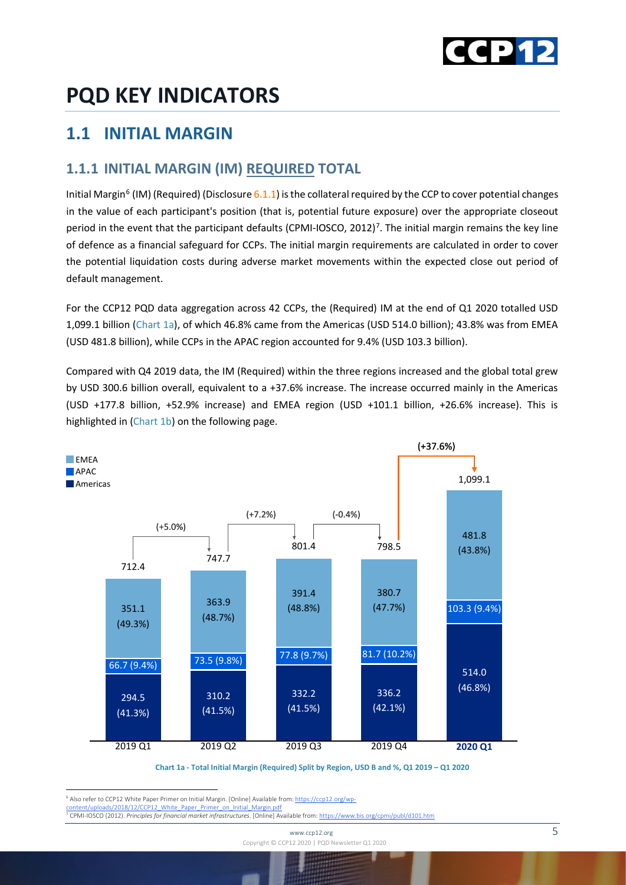# PQD KEY INDICATORS

## 1.1 INITIAL MARGIN

### 1.1.1 INITIAL MARGIN (IM) REQUIRED TOTAL

Initial Margin[6] (IM) (Required) (Disclosure 6.1.1) is the collateral required by the CCP to cover potential changes in the value of each participant's position (that is, potential future exposure) over the appropriate closeout period in the event that the participant defaults (CPMI-IOSCO, 2012)[7]. The initial margin remains the key line of defence as a financial safeguard for CCPs. The initial margin requirements are calculated in order to cover the potential liquidation costs during adverse market movements within the expected close out period of default management.

For the CCP12 PQD data aggregation across 42 CCPs, the (Required) IM at the end of Q1 2020 totalled USD 1,099.1 billion (Chart 1a), of which 46.8% came from the Americas (USD 514.0 billion); 43.8% was from EMEA (USD 481.8 billion), while CCPs in the APAC region accounted for 9.4% (USD 103.3 billion).

Compared with Q4 2019 data, the IM (Required) within the three regions increased and the global total grew by USD 300.6 billion overall, equivalent to a +37.6% increase. The increase occurred mainly in the Americas (USD +177.8 billion, +52.9% increase) and EMEA region (USD +101.1 billion, +26.6% increase). This is highlighted in (Chart 1b) on the following page.

| | 2019 Q1 | 2019 Q2 | 2019 Q3 | 2019 Q4 | 2020 Q1 |
|---|---|---|---|---|---|
| EMEA | 351.1 (49.3%) | 363.9 (48.7%) | 391.4 (48.8%) | 380.7 (47.7%) | 481.8 (43.8%) |
| APAC | 66.7 (9.4%) | 73.5 (9.8%) | 77.8 (9.7%) | 81.7 (10.2%) | 103.3 (9.4%) |
| Americas | 294.5 (41.3%) | 310.2 (41.5%) | 332.2 (41.5%) | 336.2 (42.1%) | 514.0 (46.8%) |
| Total | 712.4 | 747.7 | 801.4 | 798.5 | 1,099.1 |
| Change vs. previous quarter | | (+5.0%) | (+7.2%) | (-0.4%) | (+37.6%) |

**Chart 1a - Total Initial Margin (Required) Split by Region, USD B and %, Q1 2019 – Q1 2020**

---

[6] Also refer to CCP12 White Paper Primer on Initial Margin. [Online] Available from: https://ccp12.org/wp-content/uploads/2018/12/CCP12_White_Paper_Primer_on_Initial_Margin.pdf

[7] CPMI-IOSCO (2012). *Principles for financial market infrastructures*. [Online] Available from: https://www.bis.org/cpmi/publ/d101.htm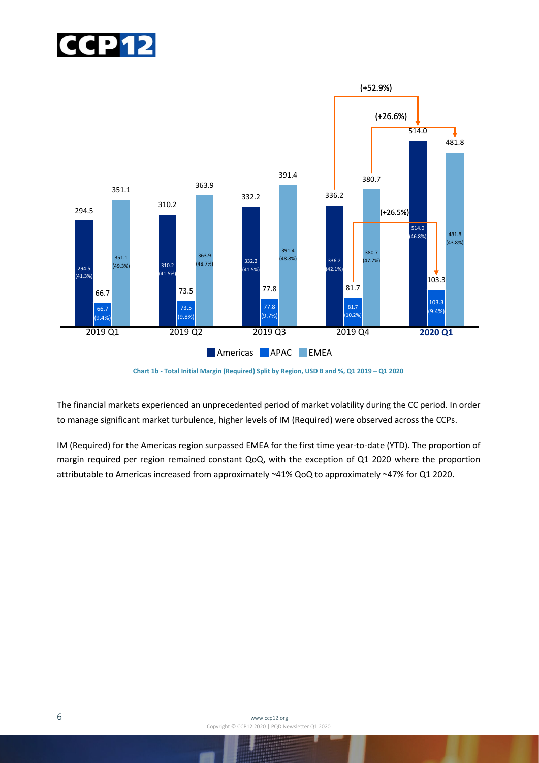| | Americas | APAC | EMEA |
|---|---|---|---|
| 2019 Q1 | 294.5 (41.3%) | 66.7 (9.4%) | 351.1 (49.3%) |
| 2019 Q2 | 310.2 (41.5%) | 73.5 (9.8%) | 363.9 (48.7%) |
| 2019 Q3 | 332.2 (41.5%) | 77.8 (9.7%) | 391.4 (48.8%) |
| 2019 Q4 | 336.2 (42.1%) | 81.7 (10.2%) | 380.7 (47.7%) |
| 2020 Q1 | 514.0 (46.8%) | 103.3 (9.4%) | 481.8 (43.8%) |

QoQ change 2019 Q4 – 2020 Q1: Americas (+52.9%), APAC (+26.5%), EMEA (+26.6%)

**Chart 1b - Total Initial Margin (Required) Split by Region, USD B and %, Q1 2019 – Q1 2020**

The financial markets experienced an unprecedented period of market volatility during the CC period. In order to manage significant market turbulence, higher levels of IM (Required) were observed across the CCPs.

IM (Required) for the Americas region surpassed EMEA for the first time year-to-date (YTD). The proportion of margin required per region remained constant QoQ, with the exception of Q1 2020 where the proportion attributable to Americas increased from approximately ~41% QoQ to approximately ~47% for Q1 2020.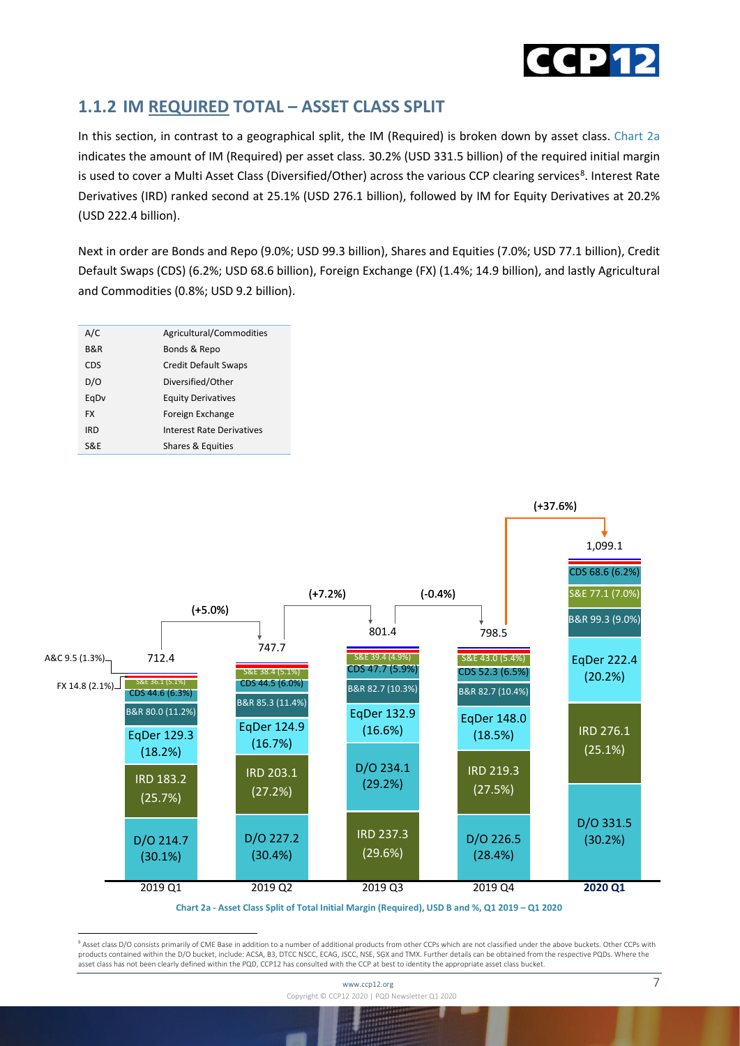## 1.1.2 IM REQUIRED TOTAL – ASSET CLASS SPLIT

In this section, in contrast to a geographical split, the IM (Required) is broken down by asset class. Chart 2a indicates the amount of IM (Required) per asset class. 30.2% (USD 331.5 billion) of the required initial margin is used to cover a Multi Asset Class (Diversified/Other) across the various CCP clearing services[8]. Interest Rate Derivatives (IRD) ranked second at 25.1% (USD 276.1 billion), followed by IM for Equity Derivatives at 20.2% (USD 222.4 billion).

Next in order are Bonds and Repo (9.0%; USD 99.3 billion), Shares and Equities (7.0%; USD 77.1 billion), Credit Default Swaps (CDS) (6.2%; USD 68.6 billion), Foreign Exchange (FX) (1.4%; 14.9 billion), and lastly Agricultural and Commodities (0.8%; USD 9.2 billion).

| | |
|---|---|
| A/C | Agricultural/Commodities |
| B&R | Bonds & Repo |
| CDS | Credit Default Swaps |
| D/O | Diversified/Other |
| EqDv | Equity Derivatives |
| FX | Foreign Exchange |
| IRD | Interest Rate Derivatives |
| S&E | Shares & Equities |

| | 2019 Q1 | 2019 Q2 | 2019 Q3 | 2019 Q4 | 2020 Q1 |
|---|---|---|---|---|---|
| Total | 712.4 | 747.7 | 801.4 | 798.5 | 1,099.1 |
| Change | | (+5.0%) | (+7.2%) | (-0.4%) | (+37.6%) |
| D/O | 214.7 (30.1%) | 227.2 (30.4%) | 234.1 (29.2%) | 226.5 (28.4%) | 331.5 (30.2%) |
| IRD | 183.2 (25.7%) | 203.1 (27.2%) | 237.3 (29.6%) | 219.3 (27.5%) | 276.1 (25.1%) |
| EqDer | 129.3 (18.2%) | 124.9 (16.7%) | 132.9 (16.6%) | 148.0 (18.5%) | 222.4 (20.2%) |
| B&R | 80.0 (11.2%) | 85.3 (11.4%) | 82.7 (10.3%) | 82.7 (10.4%) | 99.3 (9.0%) |
| CDS | 44.6 (6.3%) | 44.5 (6.0%) | 47.7 (5.9%) | 52.3 (6.5%) | 68.6 (6.2%) |
| S&E | 36.1 (5.1%) | 38.4 (5.1%) | 39.4 (4.9%) | 43.0 (5.4%) | 77.1 (7.0%) |
| FX | 14.8 (2.1%) | | | | |
| A&C | 9.5 (1.3%) | | | | |

Chart 2a - Asset Class Split of Total Initial Margin (Required), USD B and %, Q1 2019 – Q1 2020

[8] Asset class D/O consists primarily of CME Base in addition to a number of additional products from other CCPs which are not classified under the above buckets. Other CCPs with products contained within the D/O bucket, include: ACSA, B3, DTCC NSCC, ECAG, JSCC, NSE, SGX and TMX. Further details can be obtained from the respective PQDs. Where the asset class has not been clearly defined within the PQD, CCP12 has consulted with the CCP at best to identity the appropriate asset class bucket.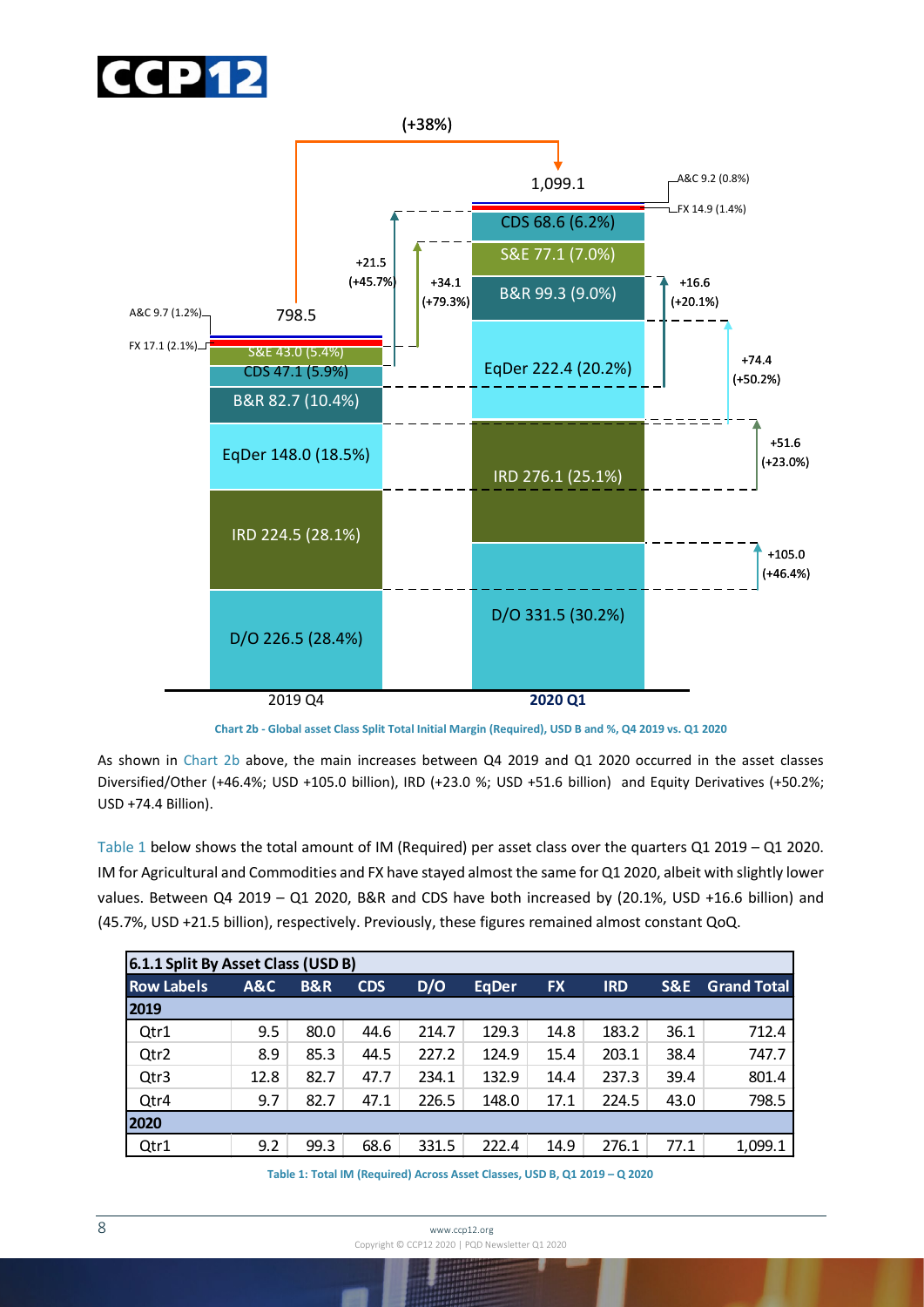Chart 2b - Global asset Class Split Total Initial Margin (Required), USD B and %, Q4 2019 vs. Q1 2020

As shown in Chart 2b above, the main increases between Q4 2019 and Q1 2020 occurred in the asset classes Diversified/Other (+46.4%; USD +105.0 billion), IRD (+23.0 %; USD +51.6 billion) and Equity Derivatives (+50.2%; USD +74.4 Billion).

Table 1 below shows the total amount of IM (Required) per asset class over the quarters Q1 2019 – Q1 2020. IM for Agricultural and Commodities and FX have stayed almost the same for Q1 2020, albeit with slightly lower values. Between Q4 2019 – Q1 2020, B&R and CDS have both increased by (20.1%, USD +16.6 billion) and (45.7%, USD +21.5 billion), respectively. Previously, these figures remained almost constant QoQ.

| 6.1.1 Split By Asset Class (USD B) | | | | | | | | | |
|---|---|---|---|---|---|---|---|---|---|
| Row Labels | A&C | B&R | CDS | D/O | EqDer | FX | IRD | S&E | Grand Total |
| 2019 | | | | | | | | | |
| Qtr1 | 9.5 | 80.0 | 44.6 | 214.7 | 129.3 | 14.8 | 183.2 | 36.1 | 712.4 |
| Qtr2 | 8.9 | 85.3 | 44.5 | 227.2 | 124.9 | 15.4 | 203.1 | 38.4 | 747.7 |
| Qtr3 | 12.8 | 82.7 | 47.7 | 234.1 | 132.9 | 14.4 | 237.3 | 39.4 | 801.4 |
| Qtr4 | 9.7 | 82.7 | 47.1 | 226.5 | 148.0 | 17.1 | 224.5 | 43.0 | 798.5 |
| 2020 | | | | | | | | | |
| Qtr1 | 9.2 | 99.3 | 68.6 | 331.5 | 222.4 | 14.9 | 276.1 | 77.1 | 1,099.1 |

Table 1: Total IM (Required) Across Asset Classes, USD B, Q1 2019 – Q 2020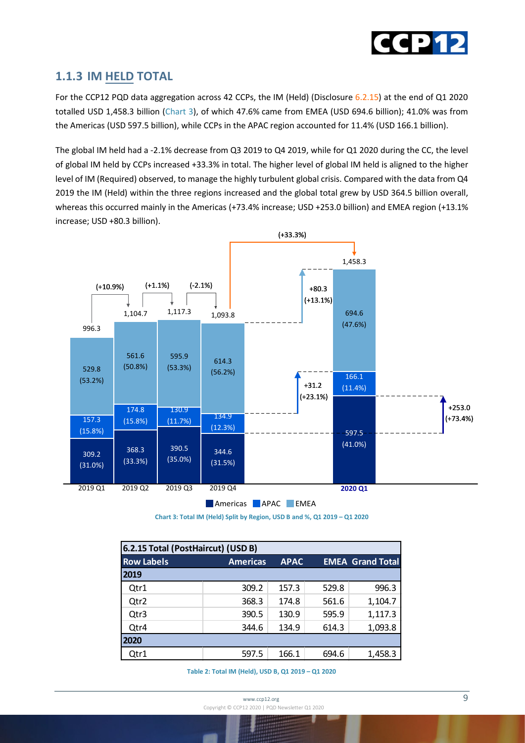### 1.1.3 IM HELD TOTAL

For the CCP12 PQD data aggregation across 42 CCPs, the IM (Held) (Disclosure 6.2.15) at the end of Q1 2020 totalled USD 1,458.3 billion (Chart 3), of which 47.6% came from EMEA (USD 694.6 billion); 41.0% was from the Americas (USD 597.5 billion), while CCPs in the APAC region accounted for 11.4% (USD 166.1 billion).

The global IM held had a -2.1% decrease from Q3 2019 to Q4 2019, while for Q1 2020 during the CC, the level of global IM held by CCPs increased +33.3% in total. The higher level of global IM held is aligned to the higher level of IM (Required) observed, to manage the highly turbulent global crisis. Compared with the data from Q4 2019 the IM (Held) within the three regions increased and the global total grew by USD 364.5 billion overall, whereas this occurred mainly in the Americas (+73.4% increase; USD +253.0 billion) and EMEA region (+13.1% increase; USD +80.3 billion).

| | 2019 Q1 | 2019 Q2 | 2019 Q3 | 2019 Q4 | 2020 Q1 |
|---|---|---|---|---|---|
| Americas | 309.2 (31.0%) | 368.3 (33.3%) | 390.5 (35.0%) | 344.6 (31.5%) | 597.5 (41.0%) |
| APAC | 157.3 (15.8%) | 174.8 (15.8%) | 130.9 (11.7%) | 134.9 (12.3%) | 166.1 (11.4%) |
| EMEA | 529.8 (53.2%) | 561.6 (50.8%) | 595.9 (53.3%) | 614.3 (56.2%) | 694.6 (47.6%) |
| Total | 996.3 | 1,104.7 | 1,117.3 | 1,093.8 | 1,458.3 |

Quarter-on-quarter changes: (+10.9%), (+1.1%), (-2.1%), (+33.3%). Q4 2019 to Q1 2020: EMEA +80.3 (+13.1%); APAC +31.2 (+23.1%); Americas +253.0 (+73.4%).

Chart 3: Total IM (Held) Split by Region, USD B and %, Q1 2019 – Q1 2020

| 6.2.15 Total (PostHaircut) (USD B) | | | | |
|---|---|---|---|---|
| **Row Labels** | **Americas** | **APAC** | **EMEA** | **Grand Total** |
| **2019** | | | | |
| Qtr1 | 309.2 | 157.3 | 529.8 | 996.3 |
| Qtr2 | 368.3 | 174.8 | 561.6 | 1,104.7 |
| Qtr3 | 390.5 | 130.9 | 595.9 | 1,117.3 |
| Qtr4 | 344.6 | 134.9 | 614.3 | 1,093.8 |
| **2020** | | | | |
| Qtr1 | 597.5 | 166.1 | 694.6 | 1,458.3 |

Table 2: Total IM (Held), USD B, Q1 2019 – Q1 2020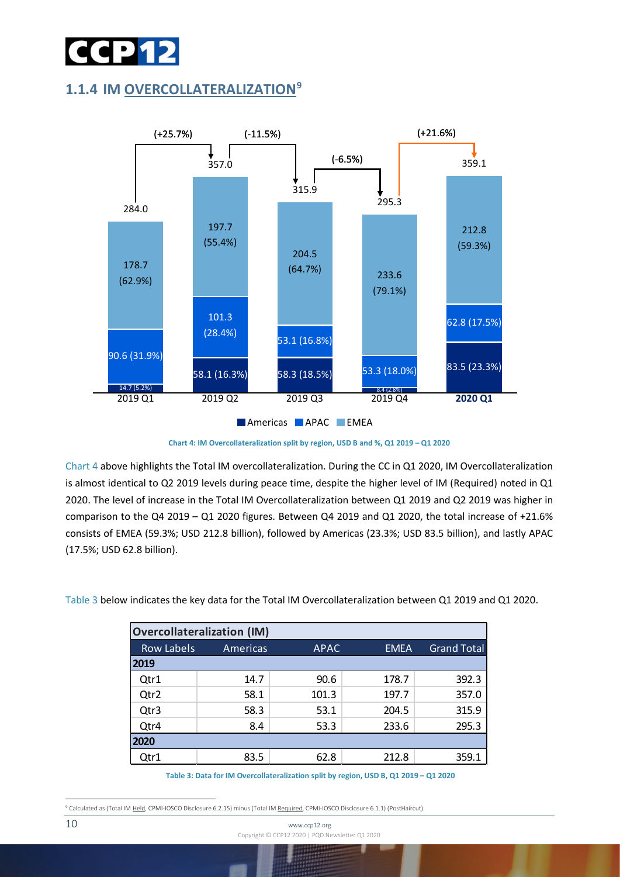## 1.1.4 IM OVERCOLLATERALIZATION[9]

Chart 4: IM Overcollateralization split by region, USD B and %, Q1 2019 – Q1 2020

Chart 4 above highlights the Total IM overcollateralization. During the CC in Q1 2020, IM Overcollateralization is almost identical to Q2 2019 levels during peace time, despite the higher level of IM (Required) noted in Q1 2020. The level of increase in the Total IM Overcollateralization between Q1 2019 and Q2 2019 was higher in comparison to the Q4 2019 – Q1 2020 figures. Between Q4 2019 and Q1 2020, the total increase of +21.6% consists of EMEA (59.3%; USD 212.8 billion), followed by Americas (23.3%; USD 83.5 billion), and lastly APAC (17.5%; USD 62.8 billion).

Table 3 below indicates the key data for the Total IM Overcollateralization between Q1 2019 and Q1 2020.

| Overcollateralization (IM) | | | | |
|---|---|---|---|---|
| Row Labels | Americas | APAC | EMEA | Grand Total |
| **2019** | | | | |
| Qtr1 | 14.7 | 90.6 | 178.7 | 392.3 |
| Qtr2 | 58.1 | 101.3 | 197.7 | 357.0 |
| Qtr3 | 58.3 | 53.1 | 204.5 | 315.9 |
| Qtr4 | 8.4 | 53.3 | 233.6 | 295.3 |
| **2020** | | | | |
| Qtr1 | 83.5 | 62.8 | 212.8 | 359.1 |

Table 3: Data for IM Overcollateralization split by region, USD B, Q1 2019 – Q1 2020

[9] Calculated as (Total IM Held, CPMI-IOSCO Disclosure 6.2.15) minus (Total IM Required, CPMI-IOSCO Disclosure 6.1.1) (PostHaircut).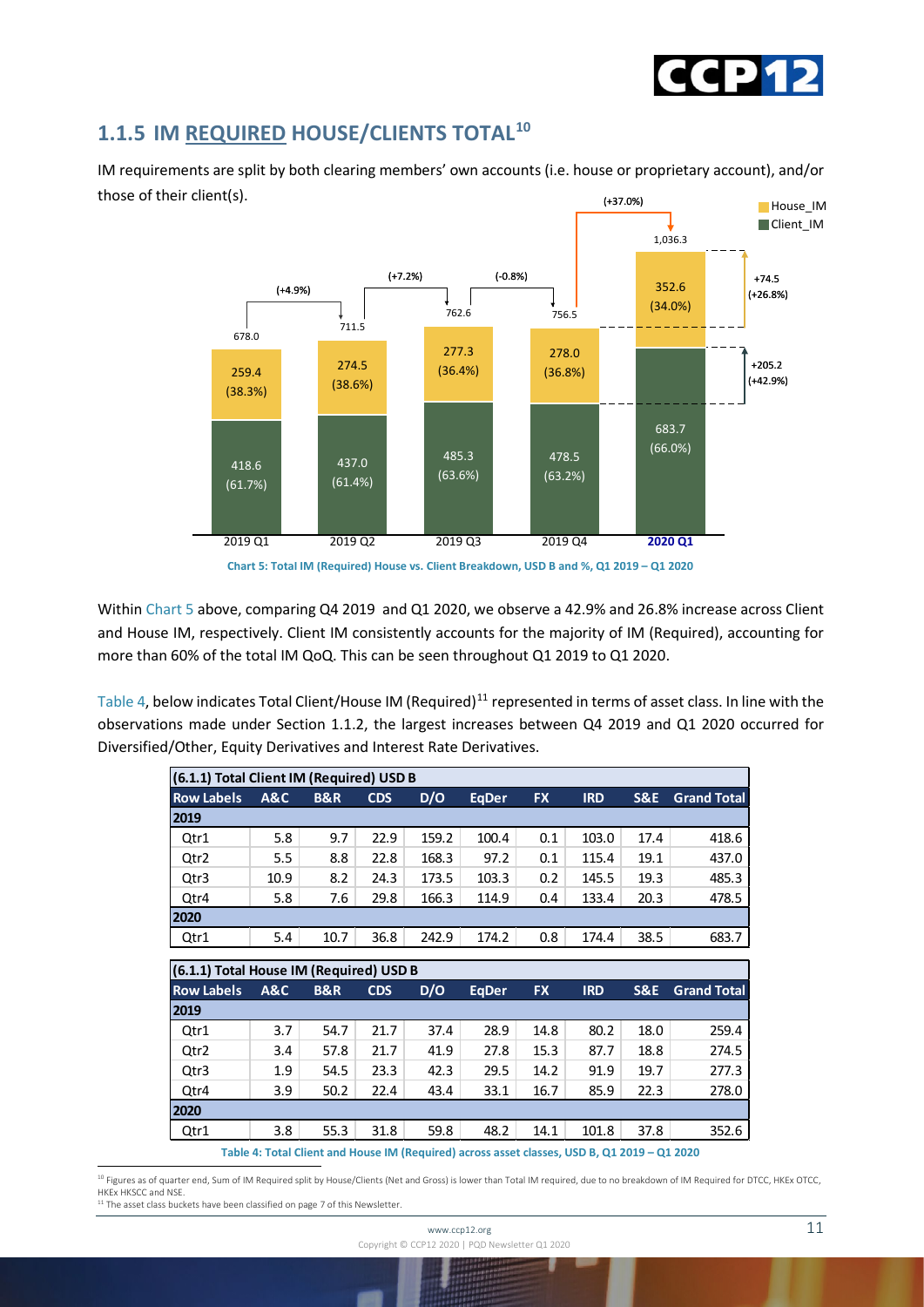## 1.1.5 IM REQUIRED HOUSE/CLIENTS TOTAL[10]

IM requirements are split by both clearing members' own accounts (i.e. house or proprietary account), and/or those of their client(s).

Chart 5: Total IM (Required) House vs. Client Breakdown, USD B and %, Q1 2019 – Q1 2020

Within Chart 5 above, comparing Q4 2019 and Q1 2020, we observe a 42.9% and 26.8% increase across Client and House IM, respectively. Client IM consistently accounts for the majority of IM (Required), accounting for more than 60% of the total IM QoQ. This can be seen throughout Q1 2019 to Q1 2020.

Table 4, below indicates Total Client/House IM (Required)[11] represented in terms of asset class. In line with the observations made under Section 1.1.2, the largest increases between Q4 2019 and Q1 2020 occurred for Diversified/Other, Equity Derivatives and Interest Rate Derivatives.

| (6.1.1) Total Client IM (Required) USD B | | | | | | | | | |
|---|---|---|---|---|---|---|---|---|---|
| Row Labels | A&C | B&R | CDS | D/O | EqDer | FX | IRD | S&E | Grand Total |
| 2019 | | | | | | | | | |
| Qtr1 | 5.8 | 9.7 | 22.9 | 159.2 | 100.4 | 0.1 | 103.0 | 17.4 | 418.6 |
| Qtr2 | 5.5 | 8.8 | 22.8 | 168.3 | 97.2 | 0.1 | 115.4 | 19.1 | 437.0 |
| Qtr3 | 10.9 | 8.2 | 24.3 | 173.5 | 103.3 | 0.2 | 145.5 | 19.3 | 485.3 |
| Qtr4 | 5.8 | 7.6 | 29.8 | 166.3 | 114.9 | 0.4 | 133.4 | 20.3 | 478.5 |
| 2020 | | | | | | | | | |
| Qtr1 | 5.4 | 10.7 | 36.8 | 242.9 | 174.2 | 0.8 | 174.4 | 38.5 | 683.7 |

| (6.1.1) Total House IM (Required) USD B | | | | | | | | | |
|---|---|---|---|---|---|---|---|---|---|
| Row Labels | A&C | B&R | CDS | D/O | EqDer | FX | IRD | S&E | Grand Total |
| 2019 | | | | | | | | | |
| Qtr1 | 3.7 | 54.7 | 21.7 | 37.4 | 28.9 | 14.8 | 80.2 | 18.0 | 259.4 |
| Qtr2 | 3.4 | 57.8 | 21.7 | 41.9 | 27.8 | 15.3 | 87.7 | 18.8 | 274.5 |
| Qtr3 | 1.9 | 54.5 | 23.3 | 42.3 | 29.5 | 14.2 | 91.9 | 19.7 | 277.3 |
| Qtr4 | 3.9 | 50.2 | 22.4 | 43.4 | 33.1 | 16.7 | 85.9 | 22.3 | 278.0 |
| 2020 | | | | | | | | | |
| Qtr1 | 3.8 | 55.3 | 31.8 | 59.8 | 48.2 | 14.1 | 101.8 | 37.8 | 352.6 |

Table 4: Total Client and House IM (Required) across asset classes, USD B, Q1 2019 – Q1 2020

[10] Figures as of quarter end, Sum of IM Required split by House/Clients (Net and Gross) is lower than Total IM required, due to no breakdown of IM Required for DTCC, HKEx OTCC, HKEx HKSCC and NSE.

[11] The asset class buckets have been classified on page 7 of this Newsletter.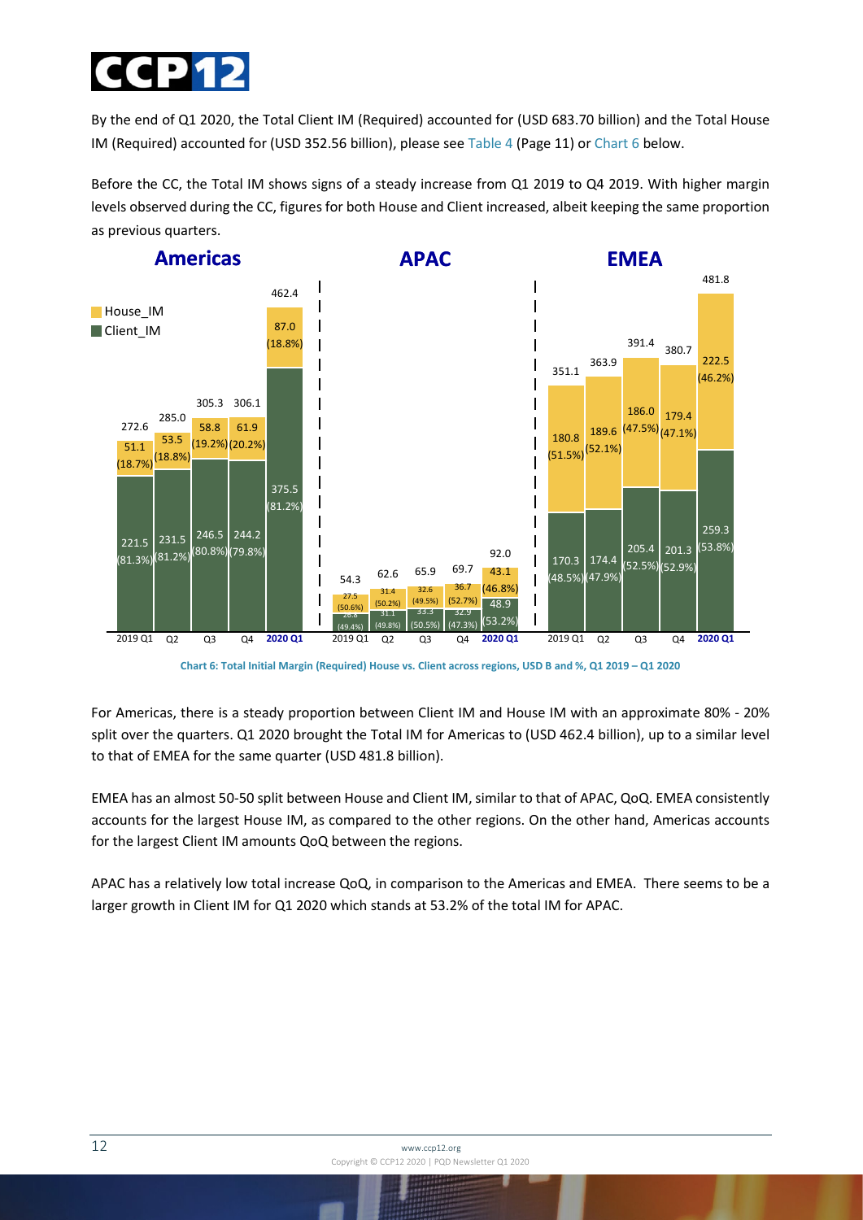By the end of Q1 2020, the Total Client IM (Required) accounted for (USD 683.70 billion) and the Total House IM (Required) accounted for (USD 352.56 billion), please see Table 4 (Page 11) or Chart 6 below.

Before the CC, the Total IM shows signs of a steady increase from Q1 2019 to Q4 2019. With higher margin levels observed during the CC, figures for both House and Client increased, albeit keeping the same proportion as previous quarters.

**Chart 6: Total Initial Margin (Required) House vs. Client across regions, USD B and %, Q1 2019 – Q1 2020**

For Americas, there is a steady proportion between Client IM and House IM with an approximate 80% - 20% split over the quarters. Q1 2020 brought the Total IM for Americas to (USD 462.4 billion), up to a similar level to that of EMEA for the same quarter (USD 481.8 billion).

EMEA has an almost 50-50 split between House and Client IM, similar to that of APAC, QoQ. EMEA consistently accounts for the largest House IM, as compared to the other regions. On the other hand, Americas accounts for the largest Client IM amounts QoQ between the regions.

APAC has a relatively low total increase QoQ, in comparison to the Americas and EMEA. There seems to be a larger growth in Client IM for Q1 2020 which stands at 53.2% of the total IM for APAC.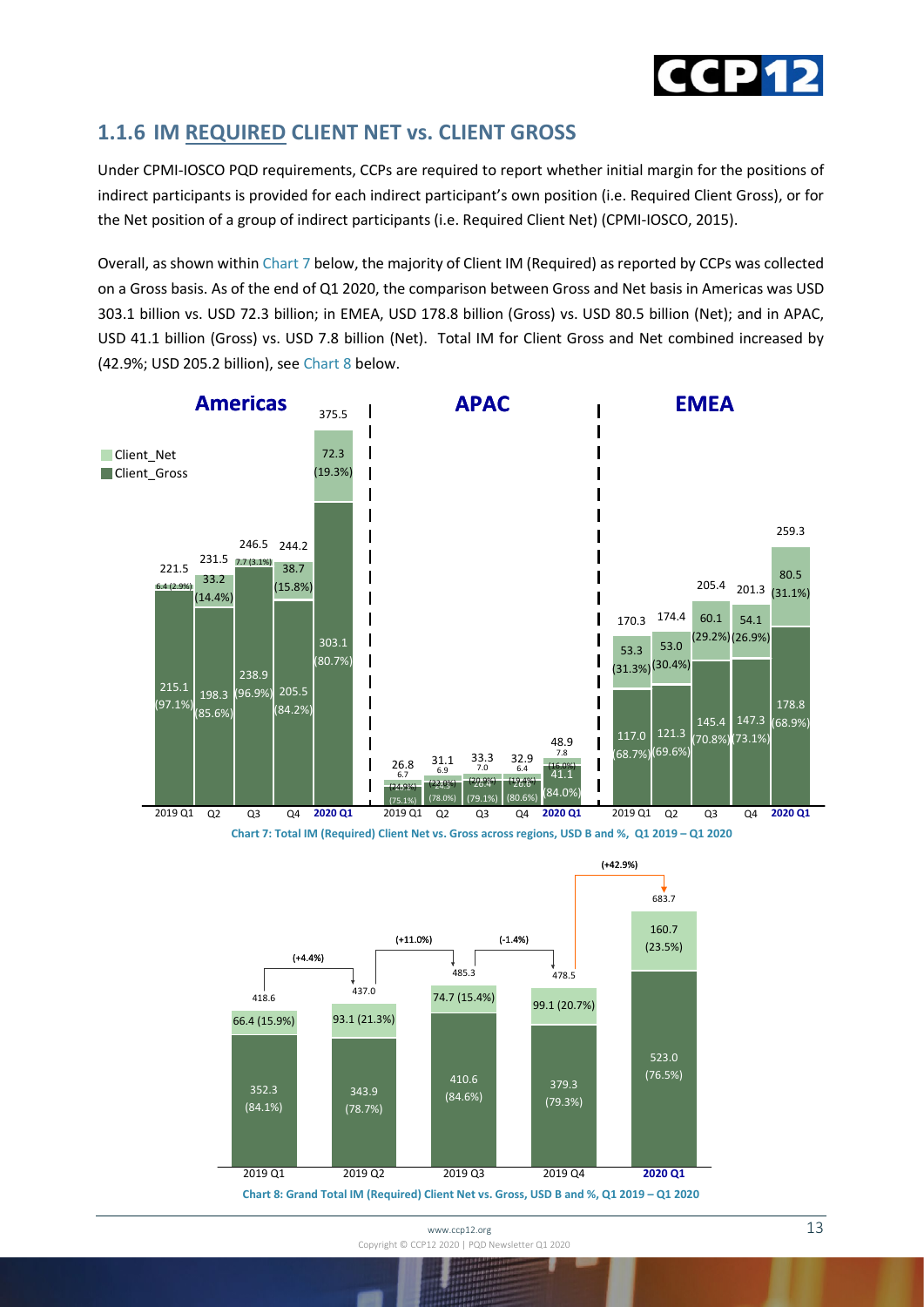## 1.1.6 IM REQUIRED CLIENT NET vs. CLIENT GROSS

Under CPMI-IOSCO PQD requirements, CCPs are required to report whether initial margin for the positions of indirect participants is provided for each indirect participant's own position (i.e. Required Client Gross), or for the Net position of a group of indirect participants (i.e. Required Client Net) (CPMI-IOSCO, 2015).

Overall, as shown within Chart 7 below, the majority of Client IM (Required) as reported by CCPs was collected on a Gross basis. As of the end of Q1 2020, the comparison between Gross and Net basis in Americas was USD 303.1 billion vs. USD 72.3 billion; in EMEA, USD 178.8 billion (Gross) vs. USD 80.5 billion (Net); and in APAC, USD 41.1 billion (Gross) vs. USD 7.8 billion (Net). Total IM for Client Gross and Net combined increased by (42.9%; USD 205.2 billion), see Chart 8 below.

| Region | Quarter | Total | Client_Net | Client_Gross |
|---|---|---|---|---|
| Americas | 2019 Q1 | 221.5 | 6.4 (2.9%) | 215.1 (97.1%) |
| Americas | Q2 | 231.5 | 33.2 (14.4%) | 198.3 (85.6%) |
| Americas | Q3 | 246.5 | 7.7 (3.1%) | 238.9 (96.9%) |
| Americas | Q4 | 244.2 | 38.7 (15.8%) | 205.5 (84.2%) |
| Americas | 2020 Q1 | 375.5 | 72.3 (19.3%) | 303.1 (80.7%) |
| APAC | 2019 Q1 | 26.8 | 6.7 (24.9%) | (75.1%) |
| APAC | Q2 | 31.1 | 6.9 (22.0%) | (78.0%) |
| APAC | Q3 | 33.3 | 7.0 (20.9%) | 26.4 (79.1%) |
| APAC | Q4 | 32.9 | 6.4 (19.4%) | 26.6 (80.6%) |
| APAC | 2020 Q1 | 48.9 | 7.8 (16.0%) | 41.1 (84.0%) |
| EMEA | 2019 Q1 | 170.3 | 53.3 (31.3%) | 117.0 (68.7%) |
| EMEA | Q2 | 174.4 | 53.0 (30.4%) | 121.3 (69.6%) |
| EMEA | Q3 | 205.4 | 60.1 (29.2%) | 145.4 (70.8%) |
| EMEA | Q4 | 201.3 | 54.1 (26.9%) | 147.3 (73.1%) |
| EMEA | 2020 Q1 | 259.3 | 80.5 (31.1%) | 178.8 (68.9%) |

Chart 7: Total IM (Required) Client Net vs. Gross across regions, USD B and %, Q1 2019 – Q1 2020

| Quarter | Total | Change | Client_Net | Client_Gross |
|---|---|---|---|---|
| 2019 Q1 | 418.6 | | 66.4 (15.9%) | 352.3 (84.1%) |
| 2019 Q2 | 437.0 | (+4.4%) | 93.1 (21.3%) | 343.9 (78.7%) |
| 2019 Q3 | 485.3 | (+11.0%) | 74.7 (15.4%) | 410.6 (84.6%) |
| 2019 Q4 | 478.5 | (-1.4%) | 99.1 (20.7%) | 379.3 (79.3%) |
| 2020 Q1 | 683.7 | (+42.9%) | 160.7 (23.5%) | 523.0 (76.5%) |

Chart 8: Grand Total IM (Required) Client Net vs. Gross, USD B and %, Q1 2019 – Q1 2020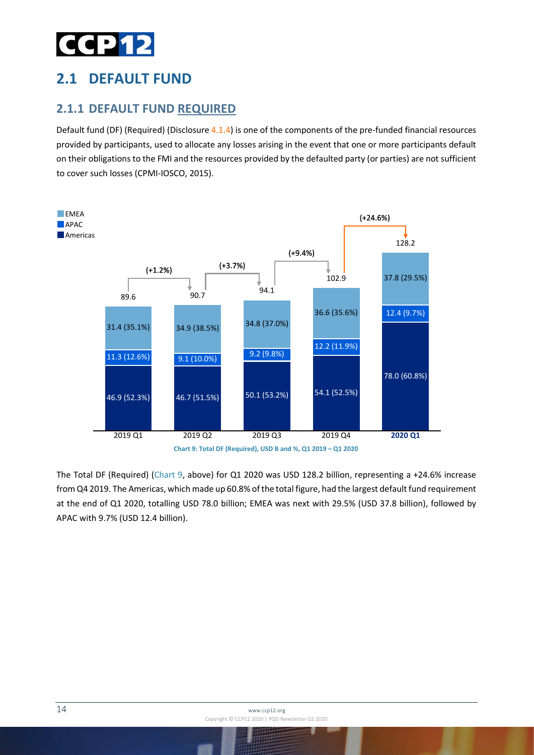## 2.1 DEFAULT FUND

### 2.1.1 DEFAULT FUND REQUIRED

Default fund (DF) (Required) (Disclosure 4.1.4) is one of the components of the pre-funded financial resources provided by participants, used to allocate any losses arising in the event that one or more participants default on their obligations to the FMI and the resources provided by the defaulted party (or parties) are not sufficient to cover such losses (CPMI-IOSCO, 2015).

| | 2019 Q1 | 2019 Q2 | 2019 Q3 | 2019 Q4 | 2020 Q1 |
|---|---|---|---|---|---|
| EMEA | 31.4 (35.1%) | 34.9 (38.5%) | 34.8 (37.0%) | 36.6 (35.6%) | 37.8 (29.5%) |
| APAC | 11.3 (12.6%) | 9.1 (10.0%) | 9.2 (9.8%) | 12.2 (11.9%) | 12.4 (9.7%) |
| Americas | 46.9 (52.3%) | 46.7 (51.5%) | 50.1 (53.2%) | 54.1 (52.5%) | 78.0 (60.8%) |
| Total | 89.6 | 90.7 | 94.1 | 102.9 | 128.2 |
| Change | | (+1.2%) | (+3.7%) | (+9.4%) | (+24.6%) |

Chart 9: Total DF (Required), USD B and %, Q1 2019 – Q1 2020

The Total DF (Required) (Chart 9, above) for Q1 2020 was USD 128.2 billion, representing a +24.6% increase from Q4 2019. The Americas, which made up 60.8% of the total figure, had the largest default fund requirement at the end of Q1 2020, totalling USD 78.0 billion; EMEA was next with 29.5% (USD 37.8 billion), followed by APAC with 9.7% (USD 12.4 billion).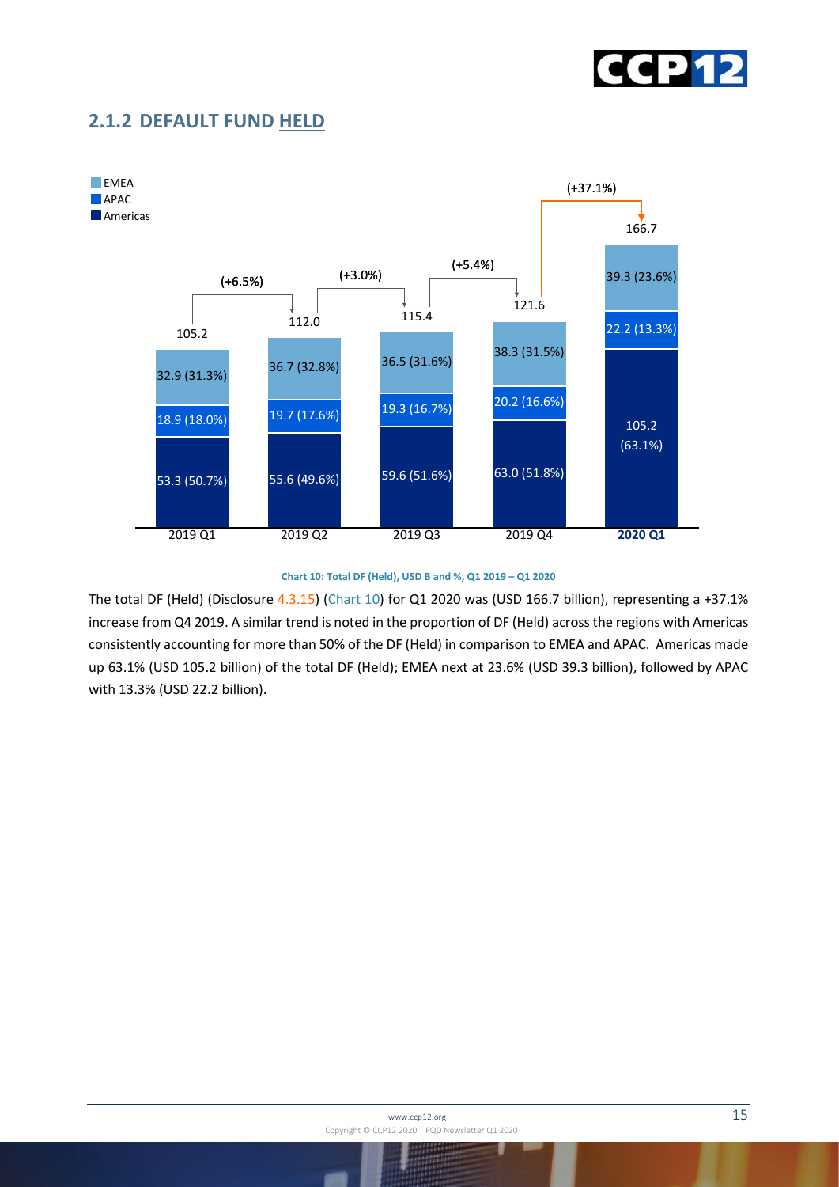## 2.1.2 DEFAULT FUND HELD

| | 2019 Q1 | 2019 Q2 | 2019 Q3 | 2019 Q4 | 2020 Q1 |
|---|---|---|---|---|---|
| EMEA | 32.9 (31.3%) | 36.7 (32.8%) | 36.5 (31.6%) | 38.3 (31.5%) | 39.3 (23.6%) |
| APAC | 18.9 (18.0%) | 19.7 (17.6%) | 19.3 (16.7%) | 20.2 (16.6%) | 22.2 (13.3%) |
| Americas | 53.3 (50.7%) | 55.6 (49.6%) | 59.6 (51.6%) | 63.0 (51.8%) | 105.2 (63.1%) |
| Total | 105.2 | 112.0 | 115.4 | 121.6 | 166.7 |
| Change | | (+6.5%) | (+3.0%) | (+5.4%) | (+37.1%) |

**Chart 10: Total DF (Held), USD B and %, Q1 2019 – Q1 2020**

The total DF (Held) (Disclosure 4.3.15) (Chart 10) for Q1 2020 was (USD 166.7 billion), representing a +37.1% increase from Q4 2019. A similar trend is noted in the proportion of DF (Held) across the regions with Americas consistently accounting for more than 50% of the DF (Held) in comparison to EMEA and APAC. Americas made up 63.1% (USD 105.2 billion) of the total DF (Held); EMEA next at 23.6% (USD 39.3 billion), followed by APAC with 13.3% (USD 22.2 billion).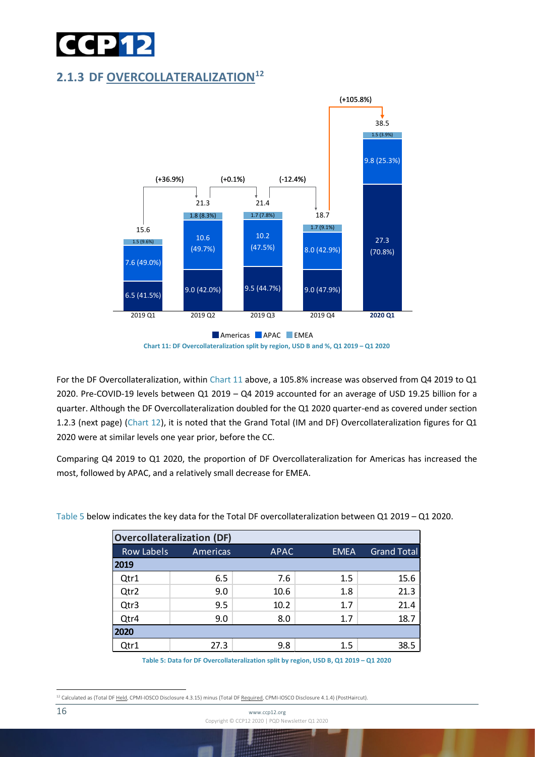## 2.1.3 DF OVERCOLLATERALIZATION[12]

Chart 11: DF Overcollateralization split by region, USD B and %, Q1 2019 – Q1 2020

For the DF Overcollateralization, within Chart 11 above, a 105.8% increase was observed from Q4 2019 to Q1 2020. Pre-COVID-19 levels between Q1 2019 – Q4 2019 accounted for an average of USD 19.25 billion for a quarter. Although the DF Overcollateralization doubled for the Q1 2020 quarter-end as covered under section 1.2.3 (next page) (Chart 12), it is noted that the Grand Total (IM and DF) Overcollateralization figures for Q1 2020 were at similar levels one year prior, before the CC.

Comparing Q4 2019 to Q1 2020, the proportion of DF Overcollateralization for Americas has increased the most, followed by APAC, and a relatively small decrease for EMEA.

Table 5 below indicates the key data for the Total DF overcollateralization between Q1 2019 – Q1 2020.

| Overcollateralization (DF) | | | | |
|---|---|---|---|---|
| Row Labels | Americas | APAC | EMEA | Grand Total |
| **2019** | | | | |
| Qtr1 | 6.5 | 7.6 | 1.5 | 15.6 |
| Qtr2 | 9.0 | 10.6 | 1.8 | 21.3 |
| Qtr3 | 9.5 | 10.2 | 1.7 | 21.4 |
| Qtr4 | 9.0 | 8.0 | 1.7 | 18.7 |
| **2020** | | | | |
| Qtr1 | 27.3 | 9.8 | 1.5 | 38.5 |

Table 5: Data for DF Overcollateralization split by region, USD B, Q1 2019 – Q1 2020

[12] Calculated as (Total DF Held, CPMI-IOSCO Disclosure 4.3.15) minus (Total DF Required, CPMI-IOSCO Disclosure 4.1.4) (PostHaircut).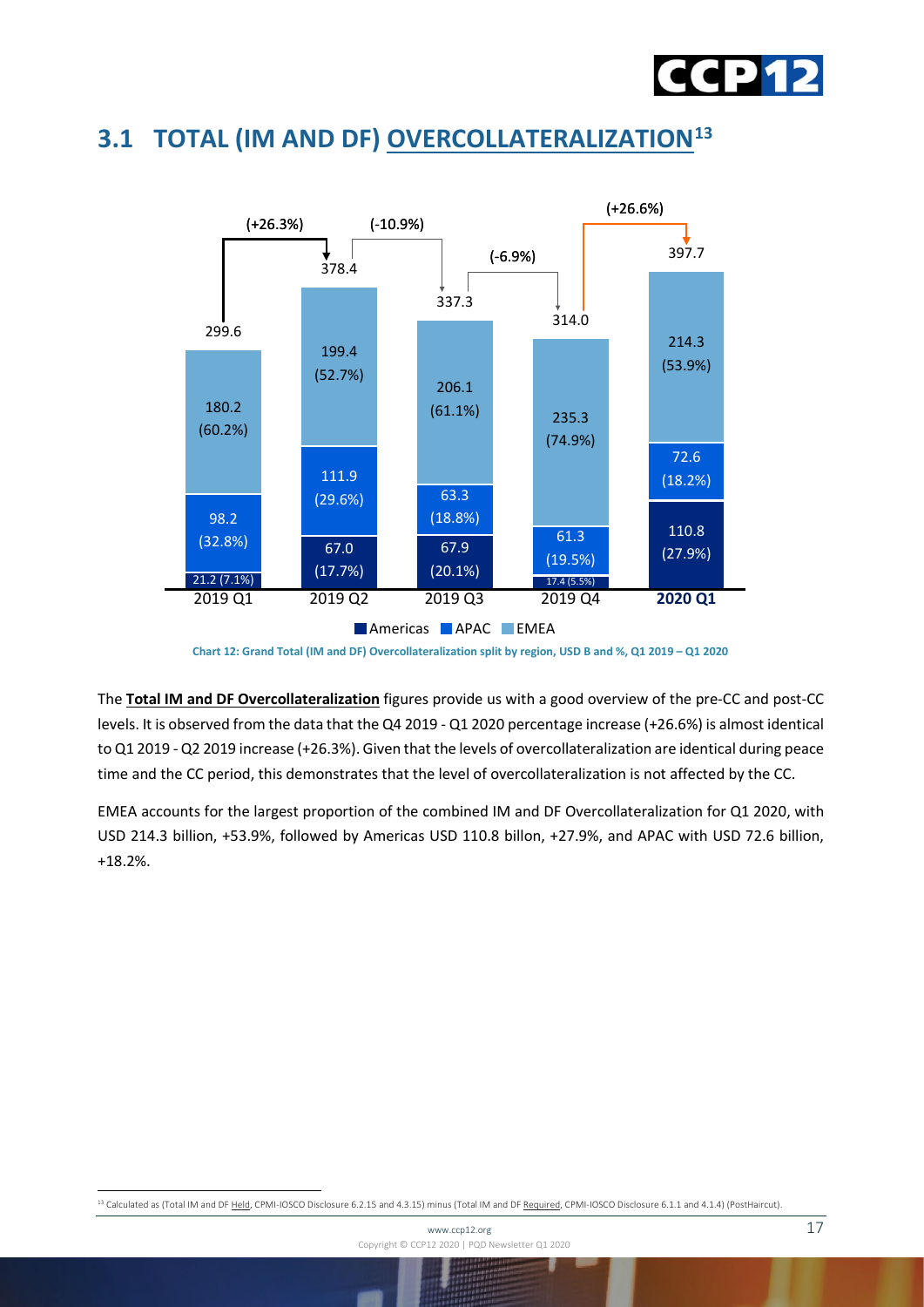## 3.1 TOTAL (IM AND DF) OVERCOLLATERALIZATION[13]

| | 2019 Q1 | 2019 Q2 | 2019 Q3 | 2019 Q4 | **2020 Q1** |
|---|---|---|---|---|---|
| EMEA | 180.2 (60.2%) | 199.4 (52.7%) | 206.1 (61.1%) | 235.3 (74.9%) | 214.3 (53.9%) |
| APAC | 98.2 (32.8%) | 111.9 (29.6%) | 63.3 (18.8%) | 61.3 (19.5%) | 72.6 (18.2%) |
| Americas | 21.2 (7.1%) | 67.0 (17.7%) | 67.9 (20.1%) | 17.4 (5.5%) | 110.8 (27.9%) |
| Total | 299.6 | 378.4 | 337.3 | 314.0 | 397.7 |
| Change | | (+26.3%) | (-10.9%) | (-6.9%) | (+26.6%) |

Chart 12: Grand Total (IM and DF) Overcollateralization split by region, USD B and %, Q1 2019 – Q1 2020

The **Total IM and DF Overcollateralization** figures provide us with a good overview of the pre-CC and post-CC levels. It is observed from the data that the Q4 2019 - Q1 2020 percentage increase (+26.6%) is almost identical to Q1 2019 - Q2 2019 increase (+26.3%). Given that the levels of overcollateralization are identical during peace time and the CC period, this demonstrates that the level of overcollateralization is not affected by the CC.

EMEA accounts for the largest proportion of the combined IM and DF Overcollateralization for Q1 2020, with USD 214.3 billion, +53.9%, followed by Americas USD 110.8 billon, +27.9%, and APAC with USD 72.6 billion, +18.2%.

[13] Calculated as (Total IM and DF Held, CPMI-IOSCO Disclosure 6.2.15 and 4.3.15) minus (Total IM and DF Required, CPMI-IOSCO Disclosure 6.1.1 and 4.1.4) (PostHaircut).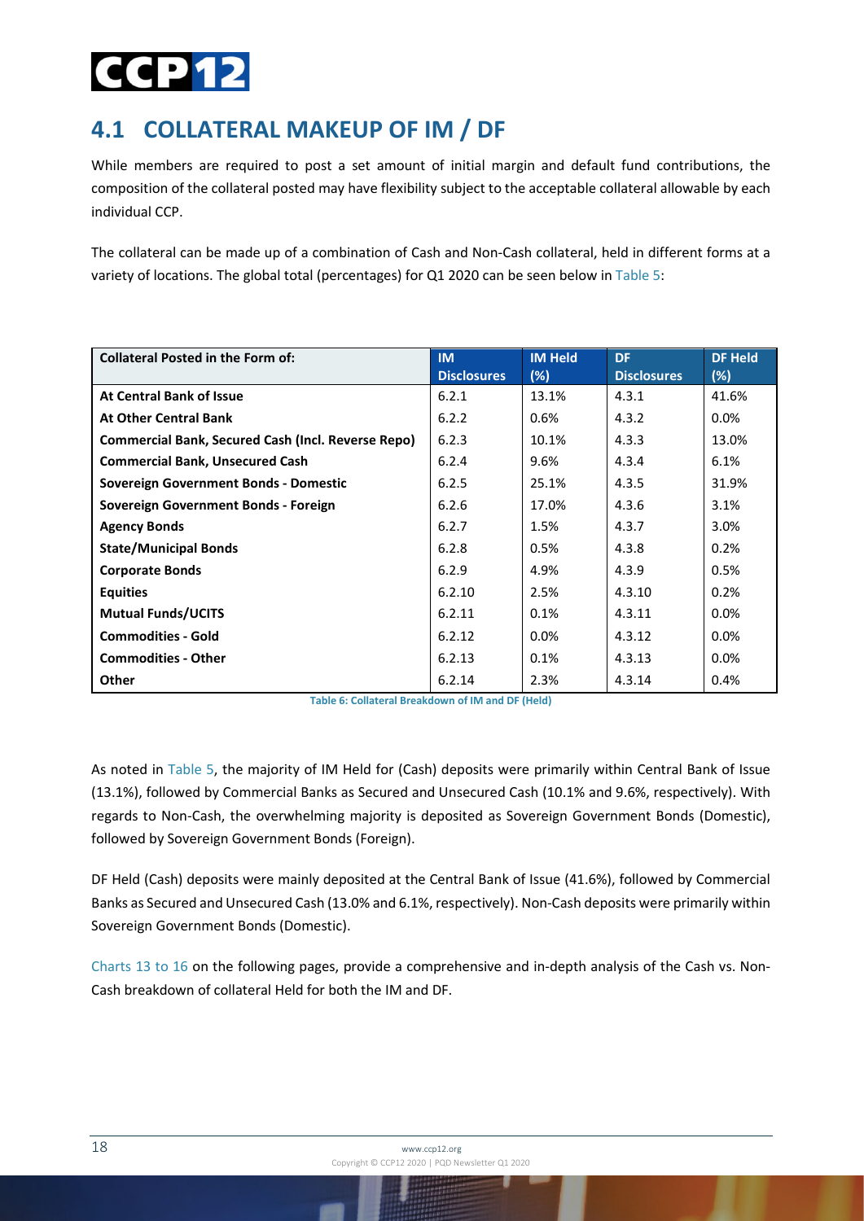## 4.1 COLLATERAL MAKEUP OF IM / DF

While members are required to post a set amount of initial margin and default fund contributions, the composition of the collateral posted may have flexibility subject to the acceptable collateral allowable by each individual CCP.

The collateral can be made up of a combination of Cash and Non-Cash collateral, held in different forms at a variety of locations. The global total (percentages) for Q1 2020 can be seen below in Table 5:

| Collateral Posted in the Form of: | IM Disclosures | IM Held (%) | DF Disclosures | DF Held (%) |
|---|---|---|---|---|
| **At Central Bank of Issue** | 6.2.1 | 13.1% | 4.3.1 | 41.6% |
| **At Other Central Bank** | 6.2.2 | 0.6% | 4.3.2 | 0.0% |
| **Commercial Bank, Secured Cash (Incl. Reverse Repo)** | 6.2.3 | 10.1% | 4.3.3 | 13.0% |
| **Commercial Bank, Unsecured Cash** | 6.2.4 | 9.6% | 4.3.4 | 6.1% |
| **Sovereign Government Bonds - Domestic** | 6.2.5 | 25.1% | 4.3.5 | 31.9% |
| **Sovereign Government Bonds - Foreign** | 6.2.6 | 17.0% | 4.3.6 | 3.1% |
| **Agency Bonds** | 6.2.7 | 1.5% | 4.3.7 | 3.0% |
| **State/Municipal Bonds** | 6.2.8 | 0.5% | 4.3.8 | 0.2% |
| **Corporate Bonds** | 6.2.9 | 4.9% | 4.3.9 | 0.5% |
| **Equities** | 6.2.10 | 2.5% | 4.3.10 | 0.2% |
| **Mutual Funds/UCITS** | 6.2.11 | 0.1% | 4.3.11 | 0.0% |
| **Commodities - Gold** | 6.2.12 | 0.0% | 4.3.12 | 0.0% |
| **Commodities - Other** | 6.2.13 | 0.1% | 4.3.13 | 0.0% |
| **Other** | 6.2.14 | 2.3% | 4.3.14 | 0.4% |

Table 6: Collateral Breakdown of IM and DF (Held)

As noted in Table 5, the majority of IM Held for (Cash) deposits were primarily within Central Bank of Issue (13.1%), followed by Commercial Banks as Secured and Unsecured Cash (10.1% and 9.6%, respectively). With regards to Non-Cash, the overwhelming majority is deposited as Sovereign Government Bonds (Domestic), followed by Sovereign Government Bonds (Foreign).

DF Held (Cash) deposits were mainly deposited at the Central Bank of Issue (41.6%), followed by Commercial Banks as Secured and Unsecured Cash (13.0% and 6.1%, respectively). Non-Cash deposits were primarily within Sovereign Government Bonds (Domestic).

Charts 13 to 16 on the following pages, provide a comprehensive and in-depth analysis of the Cash vs. Non-Cash breakdown of collateral Held for both the IM and DF.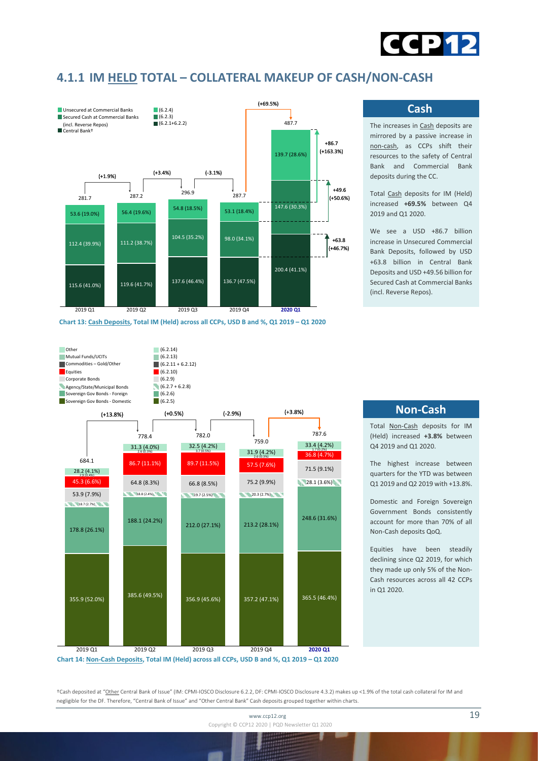## 4.1.1 IM HELD TOTAL – COLLATERAL MAKEUP OF CASH/NON-CASH

| | 2019 Q1 | 2019 Q2 | 2019 Q3 | 2019 Q4 | 2020 Q1 |
|---|---|---|---|---|---|
| Unsecured at Commercial Banks (6.2.4) | 53.6 (19.0%) | 56.4 (19.6%) | 54.8 (18.5%) | 53.1 (18.4%) | 139.7 (28.6%) |
| Secured Cash at Commercial Banks (incl. Reverse Repos) (6.2.3) | 112.4 (39.9%) | 111.2 (38.7%) | 104.5 (35.2%) | 98.0 (34.1%) | 147.6 (30.3%) |
| Central Bank† (6.2.1+6.2.2) | 115.6 (41.0%) | 119.6 (41.7%) | 137.6 (46.4%) | 136.7 (47.5%) | 200.4 (41.1%) |
| Total | 281.7 | 287.2 | 296.9 | 287.7 | 487.7 |
| QoQ change | | (+1.9%) | (+3.4%) | (-3.1%) | (+69.5%) |

Q4 2019 to Q1 2020 changes: Unsecured at Commercial Banks +86.7 (+163.3%); Secured Cash at Commercial Banks +49.6 (+50.6%); Central Bank +63.8 (+46.7%)

**Chart 13: Cash Deposits, Total IM (Held) across all CCPs, USD B and %, Q1 2019 – Q1 2020**

### Cash

The increases in Cash deposits are mirrored by a passive increase in non-cash, as CCPs shift their resources to the safety of Central Bank and Commercial Bank deposits during the CC.

Total Cash deposits for IM (Held) increased **+69.5%** between Q4 2019 and Q1 2020.

We see a USD +86.7 billion increase in Unsecured Commercial Bank Deposits, followed by USD +63.8 billion in Central Bank Deposits and USD +49.56 billion for Secured Cash at Commercial Banks (incl. Reverse Repos).

| | 2019 Q1 | 2019 Q2 | 2019 Q3 | 2019 Q4 | 2020 Q1 |
|---|---|---|---|---|---|
| Other (6.2.14) | 28.2 (4.1%) | 31.3 (4.0%) | 32.5 (4.2%) | 31.9 (4.2%) | 33.4 (4.2%) |
| Mutual Funds/UCITs (6.2.13) | | | | | |
| Commodities – Gold/Other (6.2.11 + 6.2.12) | 2.9 (0.4%) | 2.6 (0.3%) | 3.7 (0.5%) | 2.6 (0.3%) | 1.7 (0.2%) |
| Equities (6.2.10) | 45.3 (6.6%) | 86.7 (11.1%) | 89.7 (11.5%) | 57.5 (7.6%) | 36.8 (4.7%) |
| Corporate Bonds (6.2.9) | 53.9 (7.9%) | 64.8 (8.3%) | 66.8 (8.5%) | 75.2 (9.9%) | 71.5 (9.1%) |
| Agency/State/Municipal Bonds (6.2.7 + 6.2.8) | 18.7 (2.7%) | 18.8 (2.4%) | 19.7 (2.5%) | 20.3 (2.7%) | 28.1 (3.6%) |
| Sovereign Gov Bonds - Foreign (6.2.6) | 178.8 (26.1%) | 188.1 (24.2%) | 212.0 (27.1%) | 213.2 (28.1%) | 248.6 (31.6%) |
| Sovereign Gov Bonds - Domestic (6.2.5) | 355.9 (52.0%) | 385.6 (49.5%) | 356.9 (45.6%) | 357.2 (47.1%) | 365.5 (46.4%) |
| Total | 684.1 | 778.4 | 782.0 | 759.0 | 787.6 |
| QoQ change | | (+13.8%) | (+0.5%) | (-2.9%) | (+3.8%) |

**Chart 14: Non-Cash Deposits, Total IM (Held) across all CCPs, USD B and %, Q1 2019 – Q1 2020**

### Non-Cash

Total Non-Cash deposits for IM (Held) increased **+3.8%** between Q4 2019 and Q1 2020.

The highest increase between quarters for the YTD was between Q1 2019 and Q2 2019 with +13.8%.

Domestic and Foreign Sovereign Government Bonds consistently account for more than 70% of all Non-Cash deposits QoQ.

Equities have been steadily declining since Q2 2019, for which they made up only 5% of the Non-Cash resources across all 42 CCPs in Q1 2020.

†Cash deposited at "Other Central Bank of Issue" (IM: CPMI-IOSCO Disclosure 6.2.2, DF: CPMI-IOSCO Disclosure 4.3.2) makes up <1.9% of the total cash collateral for IM and negligible for the DF. Therefore, "Central Bank of Issue" and "Other Central Bank" Cash deposits grouped together within charts.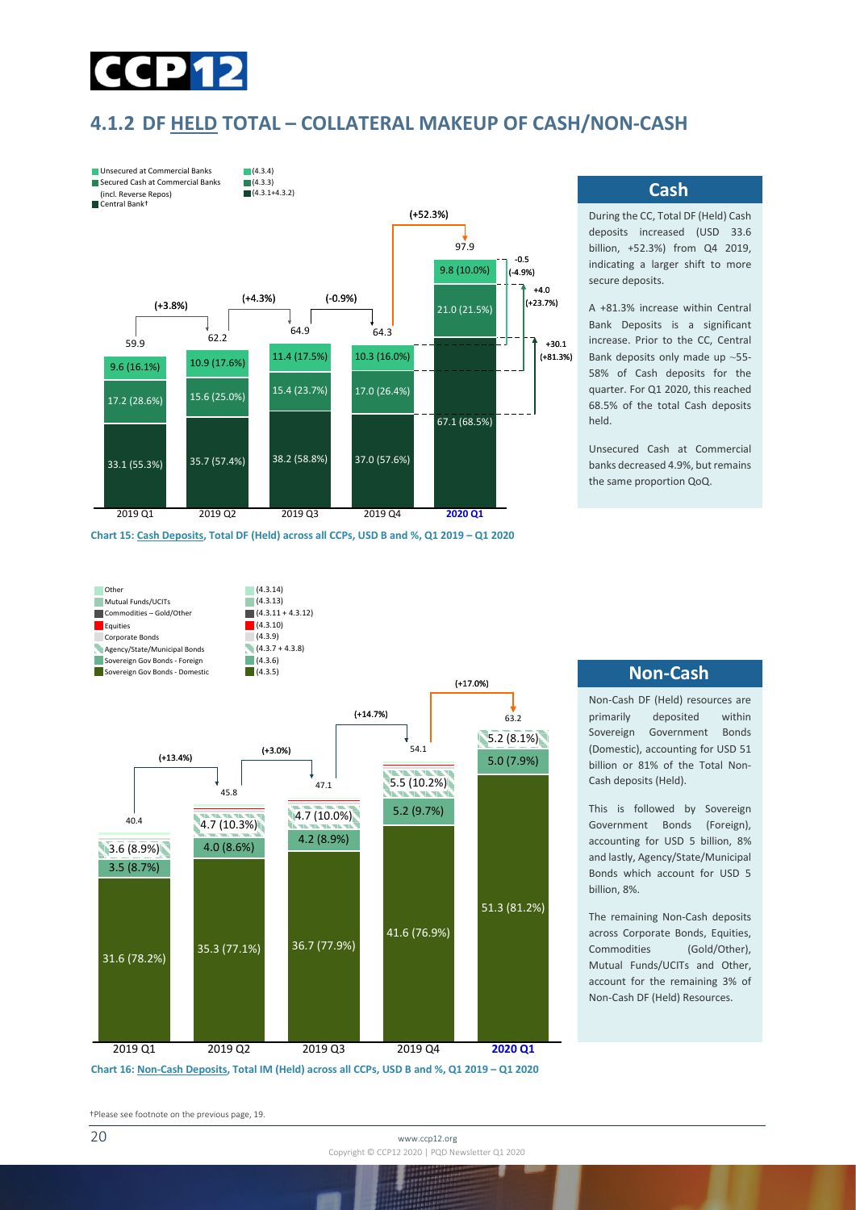## 4.1.2 DF HELD TOTAL – COLLATERAL MAKEUP OF CASH/NON-CASH

| | 2019 Q1 | 2019 Q2 | 2019 Q3 | 2019 Q4 | 2020 Q1 |
|---|---|---|---|---|---|
| Unsecured at Commercial Banks (4.3.4) | 9.6 (16.1%) | 10.9 (17.6%) | 11.4 (17.5%) | 10.3 (16.0%) | 9.8 (10.0%) |
| Secured Cash at Commercial Banks (incl. Reverse Repos) (4.3.3) | 17.2 (28.6%) | 15.6 (25.0%) | 15.4 (23.7%) | 17.0 (26.4%) | 21.0 (21.5%) |
| Central Bank† (4.3.1+4.3.2) | 33.1 (55.3%) | 35.7 (57.4%) | 38.2 (58.8%) | 37.0 (57.6%) | 67.1 (68.5%) |
| Total | 59.9 | 62.2 | 64.9 | 64.3 | 97.9 |
| Change | | (+3.8%) | (+4.3%) | (-0.9%) | (+52.3%) |

2020 Q1 changes: Unsecured at Commercial Banks -0.5 (-4.9%); Secured Cash at Commercial Banks +4.0 (+23.7%); Central Bank +30.1 (+81.3%).

**Chart 15: Cash Deposits, Total DF (Held) across all CCPs, USD B and %, Q1 2019 – Q1 2020**

### Cash

During the CC, Total DF (Held) Cash deposits increased (USD 33.6 billion, +52.3%) from Q4 2019, indicating a larger shift to more secure deposits.

A +81.3% increase within Central Bank Deposits is a significant increase. Prior to the CC, Central Bank deposits only made up ~55-58% of Cash deposits for the quarter. For Q1 2020, this reached 68.5% of the total Cash deposits held.

Unsecured Cash at Commercial banks decreased 4.9%, but remains the same proportion QoQ.

Legend: Other (4.3.14); Mutual Funds/UCITs (4.3.13); Commodities – Gold/Other (4.3.11 + 4.3.12); Equities (4.3.10); Corporate Bonds (4.3.9); Agency/State/Municipal Bonds (4.3.7 + 4.3.8); Sovereign Gov Bonds - Foreign (4.3.6); Sovereign Gov Bonds - Domestic (4.3.5)

| | 2019 Q1 | 2019 Q2 | 2019 Q3 | 2019 Q4 | 2020 Q1 |
|---|---|---|---|---|---|
| Agency/State/Municipal Bonds | 3.6 (8.9%) | 4.7 (10.3%) | 4.7 (10.0%) | 5.5 (10.2%) | 5.2 (8.1%) |
| Sovereign Gov Bonds - Foreign | 3.5 (8.7%) | 4.0 (8.6%) | 4.2 (8.9%) | 5.2 (9.7%) | 5.0 (7.9%) |
| Sovereign Gov Bonds - Domestic | 31.6 (78.2%) | 35.3 (77.1%) | 36.7 (77.9%) | 41.6 (76.9%) | 51.3 (81.2%) |
| Total | 40.4 | 45.8 | 47.1 | 54.1 | 63.2 |
| Change | | (+13.4%) | (+3.0%) | (+14.7%) | (+17.0%) |

**Chart 16: Non-Cash Deposits, Total IM (Held) across all CCPs, USD B and %, Q1 2019 – Q1 2020**

### Non-Cash

Non-Cash DF (Held) resources are primarily deposited within Sovereign Government Bonds (Domestic), accounting for USD 51 billion or 81% of the Total Non-Cash deposits (Held).

This is followed by Sovereign Government Bonds (Foreign), accounting for USD 5 billion, 8% and lastly, Agency/State/Municipal Bonds which account for USD 5 billion, 8%.

The remaining Non-Cash deposits across Corporate Bonds, Equities, Commodities (Gold/Other), Mutual Funds/UCITs and Other, account for the remaining 3% of Non-Cash DF (Held) Resources.

†Please see footnote on the previous page, 19.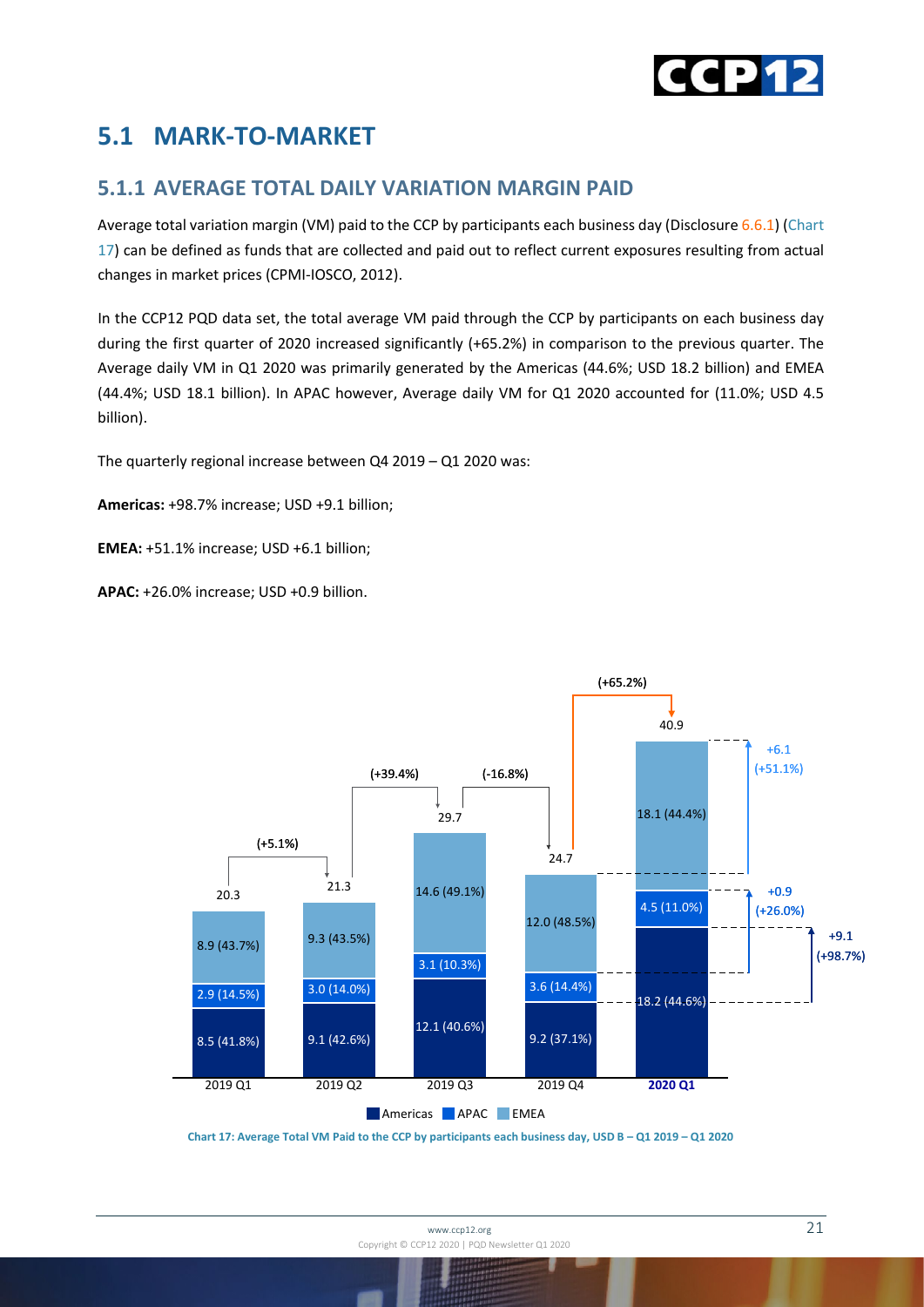## 5.1 MARK-TO-MARKET

### 5.1.1 AVERAGE TOTAL DAILY VARIATION MARGIN PAID

Average total variation margin (VM) paid to the CCP by participants each business day (Disclosure 6.6.1) (Chart 17) can be defined as funds that are collected and paid out to reflect current exposures resulting from actual changes in market prices (CPMI-IOSCO, 2012).

In the CCP12 PQD data set, the total average VM paid through the CCP by participants on each business day during the first quarter of 2020 increased significantly (+65.2%) in comparison to the previous quarter. The Average daily VM in Q1 2020 was primarily generated by the Americas (44.6%; USD 18.2 billion) and EMEA (44.4%; USD 18.1 billion). In APAC however, Average daily VM for Q1 2020 accounted for (11.0%; USD 4.5 billion).

The quarterly regional increase between Q4 2019 – Q1 2020 was:

**Americas:** +98.7% increase; USD +9.1 billion;

**EMEA:** +51.1% increase; USD +6.1 billion;

**APAC:** +26.0% increase; USD +0.9 billion.

| | 2019 Q1 | 2019 Q2 | 2019 Q3 | 2019 Q4 | 2020 Q1 |
|---|---|---|---|---|---|
| Americas | 8.5 (41.8%) | 9.1 (42.6%) | 12.1 (40.6%) | 9.2 (37.1%) | 18.2 (44.6%) |
| APAC | 2.9 (14.5%) | 3.0 (14.0%) | 3.1 (10.3%) | 3.6 (14.4%) | 4.5 (11.0%) |
| EMEA | 8.9 (43.7%) | 9.3 (43.5%) | 14.6 (49.1%) | 12.0 (48.5%) | 18.1 (44.4%) |
| Total | 20.3 | 21.3 | 29.7 | 24.7 | 40.9 |
| Change vs. previous quarter | | (+5.1%) | (+39.4%) | (-16.8%) | (+65.2%) |

Q4 2019 – Q1 2020 change: EMEA +6.1 (+51.1%); APAC +0.9 (+26.0%); Americas +9.1 (+98.7%)

Chart 17: Average Total VM Paid to the CCP by participants each business day, USD B – Q1 2019 – Q1 2020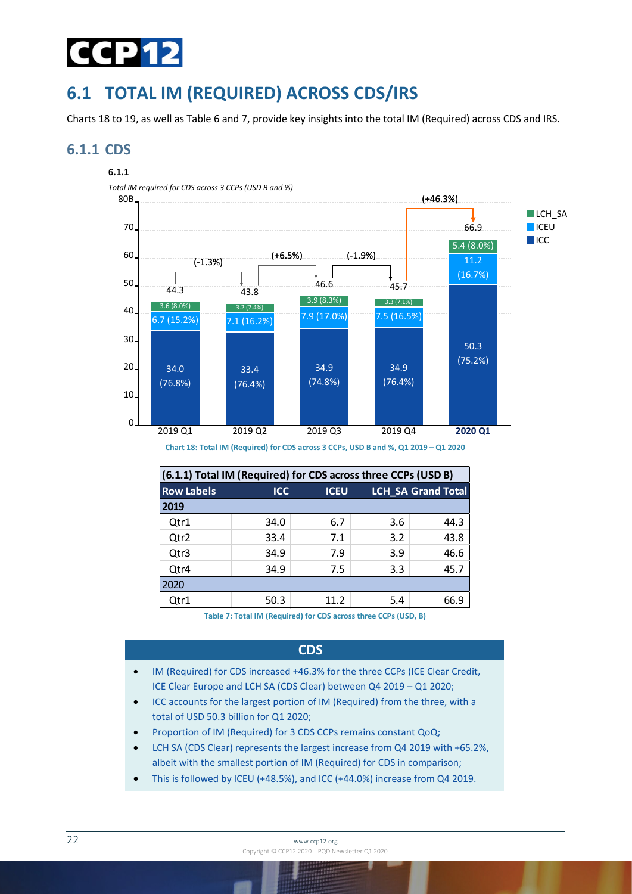## 6.1 TOTAL IM (REQUIRED) ACROSS CDS/IRS

Charts 18 to 19, as well as Table 6 and 7, provide key insights into the total IM (Required) across CDS and IRS.

### 6.1.1 CDS

**6.1.1**

*Total IM required for CDS across 3 CCPs (USD B and %)*

Chart 18: Total IM (Required) for CDS across 3 CCPs, USD B and %, Q1 2019 – Q1 2020

| (6.1.1) Total IM (Required) for CDS across three CCPs (USD B) | | | | |
|---|---|---|---|---|
| **Row Labels** | **ICC** | **ICEU** | **LCH_SA** | **Grand Total** |
| **2019** | | | | |
| Qtr1 | 34.0 | 6.7 | 3.6 | 44.3 |
| Qtr2 | 33.4 | 7.1 | 3.2 | 43.8 |
| Qtr3 | 34.9 | 7.9 | 3.9 | 46.6 |
| Qtr4 | 34.9 | 7.5 | 3.3 | 45.7 |
| **2020** | | | | |
| Qtr1 | 50.3 | 11.2 | 5.4 | 66.9 |

Table 7: Total IM (Required) for CDS across three CCPs (USD, B)

**CDS**

- IM (Required) for CDS increased +46.3% for the three CCPs (ICE Clear Credit, ICE Clear Europe and LCH SA (CDS Clear) between Q4 2019 – Q1 2020;
- ICC accounts for the largest portion of IM (Required) from the three, with a total of USD 50.3 billion for Q1 2020;
- Proportion of IM (Required) for 3 CDS CCPs remains constant QoQ;
- LCH SA (CDS Clear) represents the largest increase from Q4 2019 with +65.2%, albeit with the smallest portion of IM (Required) for CDS in comparison;
- This is followed by ICEU (+48.5%), and ICC (+44.0%) increase from Q4 2019.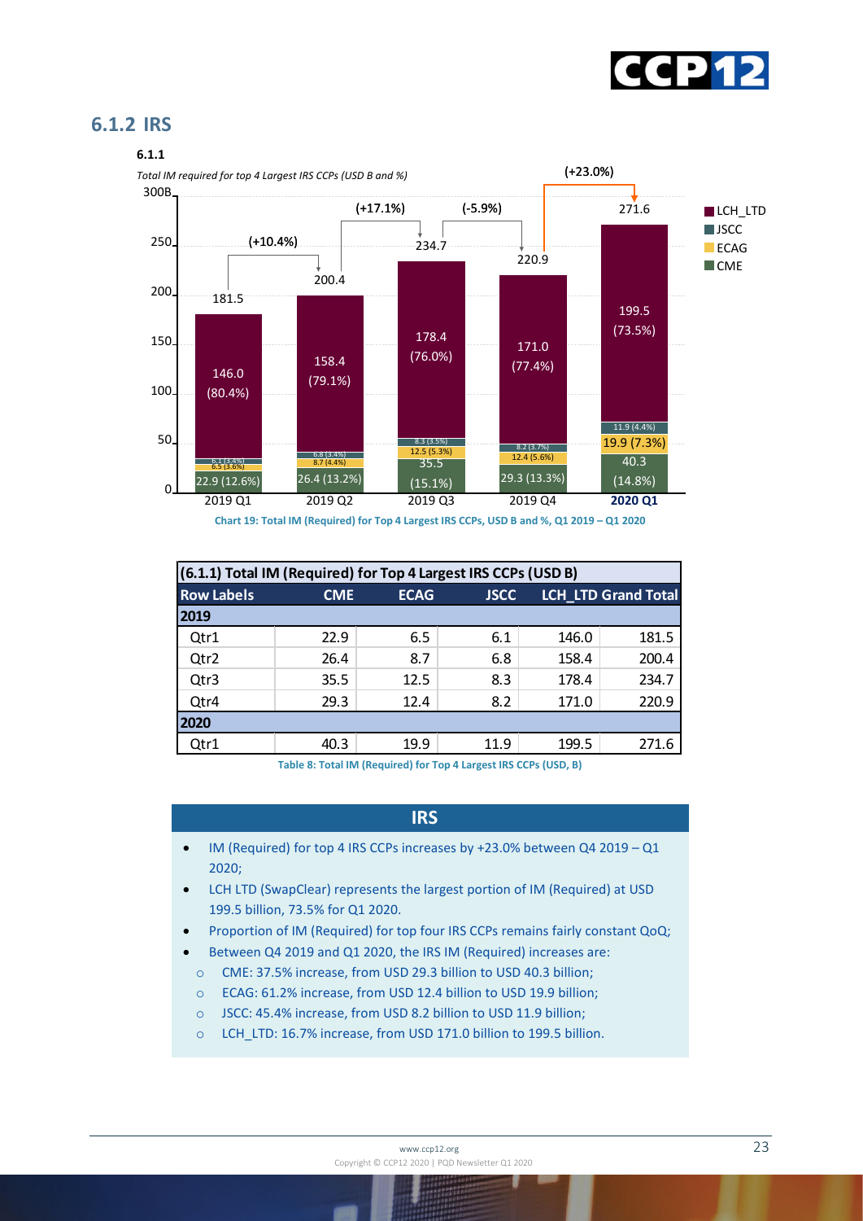## 6.1.2 IRS

**6.1.1**

*Total IM required for top 4 Largest IRS CCPs (USD B and %)*

**Chart 19: Total IM (Required) for Top 4 Largest IRS CCPs, USD B and %, Q1 2019 – Q1 2020**

| (6.1.1) Total IM (Required) for Top 4 Largest IRS CCPs (USD B) | | | | | |
|---|---|---|---|---|---|
| **Row Labels** | **CME** | **ECAG** | **JSCC** | **LCH_LTD** | **Grand Total** |
| **2019** | | | | | |
| Qtr1 | 22.9 | 6.5 | 6.1 | 146.0 | 181.5 |
| Qtr2 | 26.4 | 8.7 | 6.8 | 158.4 | 200.4 |
| Qtr3 | 35.5 | 12.5 | 8.3 | 178.4 | 234.7 |
| Qtr4 | 29.3 | 12.4 | 8.2 | 171.0 | 220.9 |
| **2020** | | | | | |
| Qtr1 | 40.3 | 19.9 | 11.9 | 199.5 | 271.6 |

**Table 8: Total IM (Required) for Top 4 Largest IRS CCPs (USD, B)**

**IRS**

- IM (Required) for top 4 IRS CCPs increases by +23.0% between Q4 2019 – Q1 2020;
- LCH LTD (SwapClear) represents the largest portion of IM (Required) at USD 199.5 billion, 73.5% for Q1 2020.
- Proportion of IM (Required) for top four IRS CCPs remains fairly constant QoQ;
- Between Q4 2019 and Q1 2020, the IRS IM (Required) increases are:
  - CME: 37.5% increase, from USD 29.3 billion to USD 40.3 billion;
  - ECAG: 61.2% increase, from USD 12.4 billion to USD 19.9 billion;
  - JSCC: 45.4% increase, from USD 8.2 billion to USD 11.9 billion;
  - LCH_LTD: 16.7% increase, from USD 171.0 billion to 199.5 billion.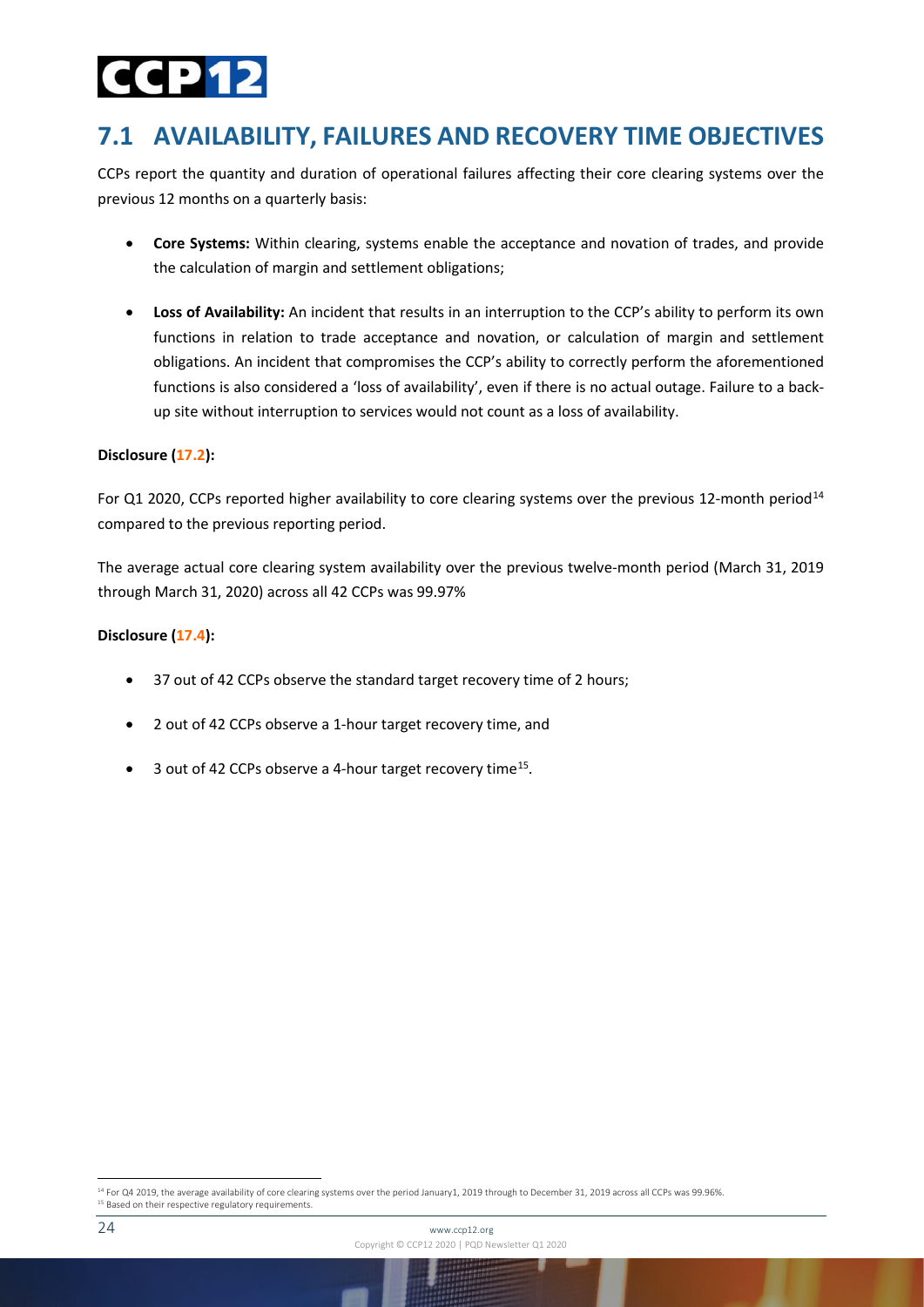## 7.1 AVAILABILITY, FAILURES AND RECOVERY TIME OBJECTIVES

CCPs report the quantity and duration of operational failures affecting their core clearing systems over the previous 12 months on a quarterly basis:

- **Core Systems:** Within clearing, systems enable the acceptance and novation of trades, and provide the calculation of margin and settlement obligations;
- **Loss of Availability:** An incident that results in an interruption to the CCP's ability to perform its own functions in relation to trade acceptance and novation, or calculation of margin and settlement obligations. An incident that compromises the CCP's ability to correctly perform the aforementioned functions is also considered a 'loss of availability', even if there is no actual outage. Failure to a back-up site without interruption to services would not count as a loss of availability.

**Disclosure (17.2):**

For Q1 2020, CCPs reported higher availability to core clearing systems over the previous 12-month period[14] compared to the previous reporting period.

The average actual core clearing system availability over the previous twelve-month period (March 31, 2019 through March 31, 2020) across all 42 CCPs was 99.97%

**Disclosure (17.4):**

- 37 out of 42 CCPs observe the standard target recovery time of 2 hours;
- 2 out of 42 CCPs observe a 1-hour target recovery time, and
- 3 out of 42 CCPs observe a 4-hour target recovery time[15].

---

[14] For Q4 2019, the average availability of core clearing systems over the period January1, 2019 through to December 31, 2019 across all CCPs was 99.96%.

[15] Based on their respective regulatory requirements.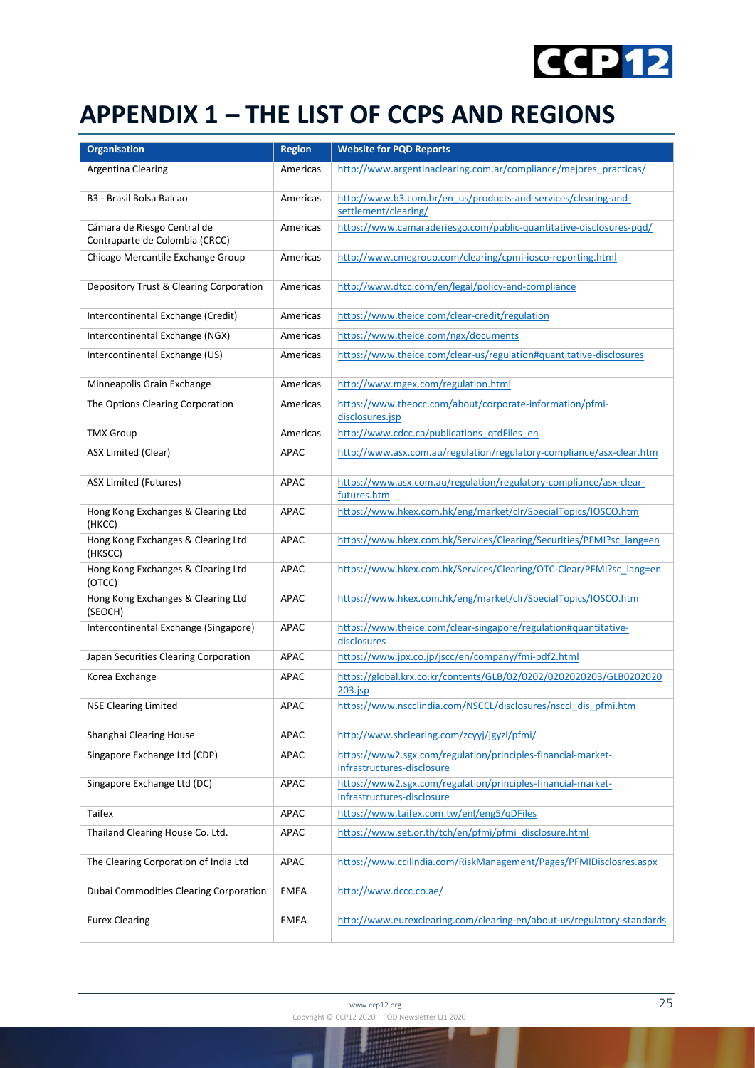# APPENDIX 1 – THE LIST OF CCPS AND REGIONS

| Organisation | Region | Website for PQD Reports |
|---|---|---|
| Argentina Clearing | Americas | http://www.argentinaclearing.com.ar/compliance/mejores_practicas/ |
| B3 - Brasil Bolsa Balcao | Americas | http://www.b3.com.br/en_us/products-and-services/clearing-and-settlement/clearing/ |
| Cámara de Riesgo Central de Contraparte de Colombia (CRCC) | Americas | https://www.camaraderiesgo.com/public-quantitative-disclosures-pqd/ |
| Chicago Mercantile Exchange Group | Americas | http://www.cmegroup.com/clearing/cpmi-iosco-reporting.html |
| Depository Trust & Clearing Corporation | Americas | http://www.dtcc.com/en/legal/policy-and-compliance |
| Intercontinental Exchange (Credit) | Americas | https://www.theice.com/clear-credit/regulation |
| Intercontinental Exchange (NGX) | Americas | https://www.theice.com/ngx/documents |
| Intercontinental Exchange (US) | Americas | https://www.theice.com/clear-us/regulation#quantitative-disclosures |
| Minneapolis Grain Exchange | Americas | http://www.mgex.com/regulation.html |
| The Options Clearing Corporation | Americas | https://www.theocc.com/about/corporate-information/pfmi-disclosures.jsp |
| TMX Group | Americas | http://www.cdcc.ca/publications_qtdFiles_en |
| ASX Limited (Clear) | APAC | http://www.asx.com.au/regulation/regulatory-compliance/asx-clear.htm |
| ASX Limited (Futures) | APAC | https://www.asx.com.au/regulation/regulatory-compliance/asx-clear-futures.htm |
| Hong Kong Exchanges & Clearing Ltd (HKCC) | APAC | https://www.hkex.com.hk/eng/market/clr/SpecialTopics/IOSCO.htm |
| Hong Kong Exchanges & Clearing Ltd (HKSCC) | APAC | https://www.hkex.com.hk/Services/Clearing/Securities/PFMI?sc_lang=en |
| Hong Kong Exchanges & Clearing Ltd (OTCC) | APAC | https://www.hkex.com.hk/Services/Clearing/OTC-Clear/PFMI?sc_lang=en |
| Hong Kong Exchanges & Clearing Ltd (SEOCH) | APAC | https://www.hkex.com.hk/eng/market/clr/SpecialTopics/IOSCO.htm |
| Intercontinental Exchange (Singapore) | APAC | https://www.theice.com/clear-singapore/regulation#quantitative-disclosures |
| Japan Securities Clearing Corporation | APAC | https://www.jpx.co.jp/jscc/en/company/fmi-pdf2.html |
| Korea Exchange | APAC | https://global.krx.co.kr/contents/GLB/02/0202/0202020203/GLB0202020203.jsp |
| NSE Clearing Limited | APAC | https://www.nscclindia.com/NSCCL/disclosures/nsccl_dis_pfmi.htm |
| Shanghai Clearing House | APAC | http://www.shclearing.com/zcyyj/jgyzl/pfmi/ |
| Singapore Exchange Ltd (CDP) | APAC | https://www2.sgx.com/regulation/principles-financial-market-infrastructures-disclosure |
| Singapore Exchange Ltd (DC) | APAC | https://www2.sgx.com/regulation/principles-financial-market-infrastructures-disclosure |
| Taifex | APAC | https://www.taifex.com.tw/enl/eng5/qDFiles |
| Thailand Clearing House Co. Ltd. | APAC | https://www.set.or.th/tch/en/pfmi/pfmi_disclosure.html |
| The Clearing Corporation of India Ltd | APAC | https://www.ccilindia.com/RiskManagement/Pages/PFMIDisclosres.aspx |
| Dubai Commodities Clearing Corporation | EMEA | http://www.dccc.co.ae/ |
| Eurex Clearing | EMEA | http://www.eurexclearing.com/clearing-en/about-us/regulatory-standards |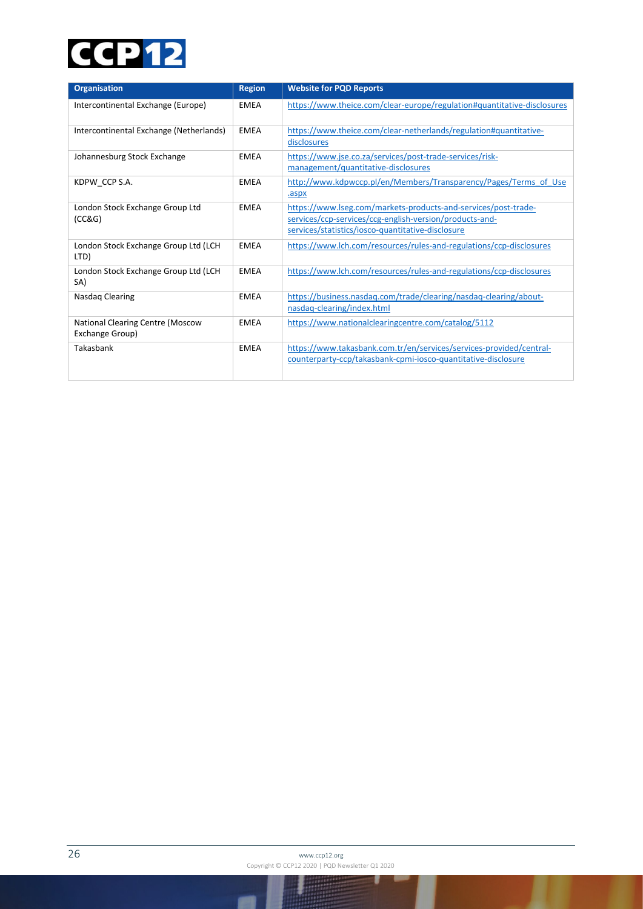| Organisation | Region | Website for PQD Reports |
|---|---|---|
| Intercontinental Exchange (Europe) | EMEA | https://www.theice.com/clear-europe/regulation#quantitative-disclosures |
| Intercontinental Exchange (Netherlands) | EMEA | https://www.theice.com/clear-netherlands/regulation#quantitative-disclosures |
| Johannesburg Stock Exchange | EMEA | https://www.jse.co.za/services/post-trade-services/risk-management/quantitative-disclosures |
| KDPW_CCP S.A. | EMEA | http://www.kdpwccp.pl/en/Members/Transparency/Pages/Terms_of_Use.aspx |
| London Stock Exchange Group Ltd (CC&G) | EMEA | https://www.lseg.com/markets-products-and-services/post-trade-services/ccp-services/ccg-english-version/products-and-services/statistics/iosco-quantitative-disclosure |
| London Stock Exchange Group Ltd (LCH LTD) | EMEA | https://www.lch.com/resources/rules-and-regulations/ccp-disclosures |
| London Stock Exchange Group Ltd (LCH SA) | EMEA | https://www.lch.com/resources/rules-and-regulations/ccp-disclosures |
| Nasdaq Clearing | EMEA | https://business.nasdaq.com/trade/clearing/nasdaq-clearing/about-nasdaq-clearing/index.html |
| National Clearing Centre (Moscow Exchange Group) | EMEA | https://www.nationalclearingcentre.com/catalog/5112 |
| Takasbank | EMEA | https://www.takasbank.com.tr/en/services/services-provided/central-counterparty-ccp/takasbank-cpmi-iosco-quantitative-disclosure |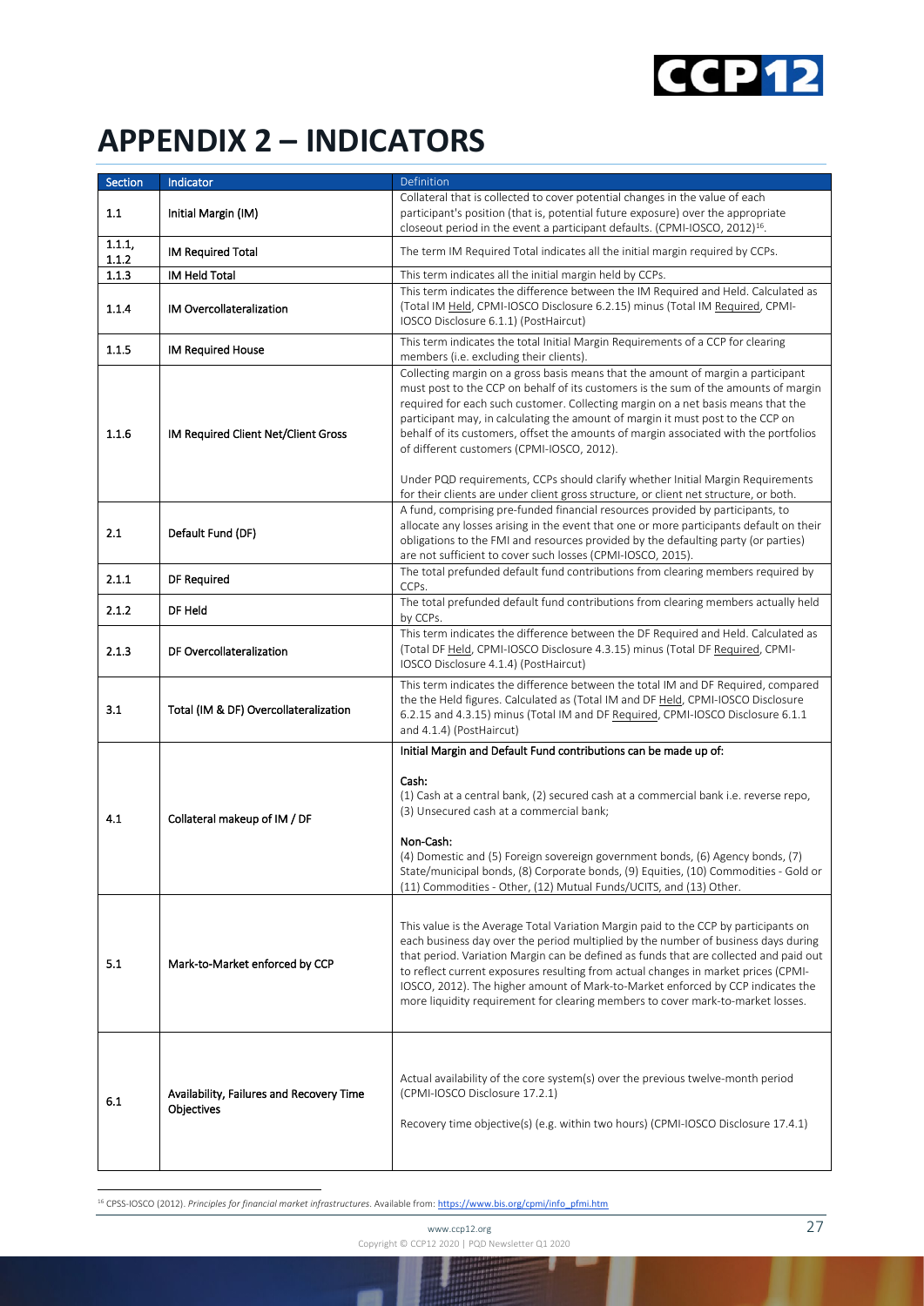# APPENDIX 2 – INDICATORS

| Section | Indicator | Definition |
|---|---|---|
| 1.1 | Initial Margin (IM) | Collateral that is collected to cover potential changes in the value of each participant's position (that is, potential future exposure) over the appropriate closeout period in the event a participant defaults. (CPMI-IOSCO, 2012)[16]. |
| 1.1.1, 1.1.2 | IM Required Total | The term IM Required Total indicates all the initial margin required by CCPs. |
| 1.1.3 | IM Held Total | This term indicates all the initial margin held by CCPs. |
| 1.1.4 | IM Overcollateralization | This term indicates the difference between the IM Required and Held. Calculated as (Total IM Held, CPMI-IOSCO Disclosure 6.2.15) minus (Total IM Required, CPMI-IOSCO Disclosure 6.1.1) (PostHaircut) |
| 1.1.5 | IM Required House | This term indicates the total Initial Margin Requirements of a CCP for clearing members (i.e. excluding their clients). |
| 1.1.6 | IM Required Client Net/Client Gross | Collecting margin on a gross basis means that the amount of margin a participant must post to the CCP on behalf of its customers is the sum of the amounts of margin required for each such customer. Collecting margin on a net basis means that the participant may, in calculating the amount of margin it must post to the CCP on behalf of its customers, offset the amounts of margin associated with the portfolios of different customers (CPMI-IOSCO, 2012).<br><br>Under PQD requirements, CCPs should clarify whether Initial Margin Requirements for their clients are under client gross structure, or client net structure, or both. |
| 2.1 | Default Fund (DF) | A fund, comprising pre-funded financial resources provided by participants, to allocate any losses arising in the event that one or more participants default on their obligations to the FMI and resources provided by the defaulting party (or parties) are not sufficient to cover such losses (CPMI-IOSCO, 2015). |
| 2.1.1 | DF Required | The total prefunded default fund contributions from clearing members required by CCPs. |
| 2.1.2 | DF Held | The total prefunded default fund contributions from clearing members actually held by CCPs. |
| 2.1.3 | DF Overcollateralization | This term indicates the difference between the DF Required and Held. Calculated as (Total DF Held, CPMI-IOSCO Disclosure 4.3.15) minus (Total DF Required, CPMI-IOSCO Disclosure 4.1.4) (PostHaircut) |
| 3.1 | Total (IM & DF) Overcollateralization | This term indicates the difference between the total IM and DF Required, compared the the Held figures. Calculated as (Total IM and DF Held, CPMI-IOSCO Disclosure 6.2.15 and 4.3.15) minus (Total IM and DF Required, CPMI-IOSCO Disclosure 6.1.1 and 4.1.4) (PostHaircut) |
| 4.1 | Collateral makeup of IM / DF | Initial Margin and Default Fund contributions can be made up of:<br><br>Cash:<br>(1) Cash at a central bank, (2) secured cash at a commercial bank i.e. reverse repo, (3) Unsecured cash at a commercial bank;<br><br>Non-Cash:<br>(4) Domestic and (5) Foreign sovereign government bonds, (6) Agency bonds, (7) State/municipal bonds, (8) Corporate bonds, (9) Equities, (10) Commodities - Gold or (11) Commodities - Other, (12) Mutual Funds/UCITS, and (13) Other. |
| 5.1 | Mark-to-Market enforced by CCP | This value is the Average Total Variation Margin paid to the CCP by participants on each business day over the period multiplied by the number of business days during that period. Variation Margin can be defined as funds that are collected and paid out to reflect current exposures resulting from actual changes in market prices (CPMI-IOSCO, 2012). The higher amount of Mark-to-Market enforced by CCP indicates the more liquidity requirement for clearing members to cover mark-to-market losses. |
| 6.1 | Availability, Failures and Recovery Time Objectives | Actual availability of the core system(s) over the previous twelve-month period (CPMI-IOSCO Disclosure 17.2.1)<br><br>Recovery time objective(s) (e.g. within two hours) (CPMI-IOSCO Disclosure 17.4.1) |

[16] CPSS-IOSCO (2012). *Principles for financial market infrastructures*. Available from: https://www.bis.org/cpmi/info_pfmi.htm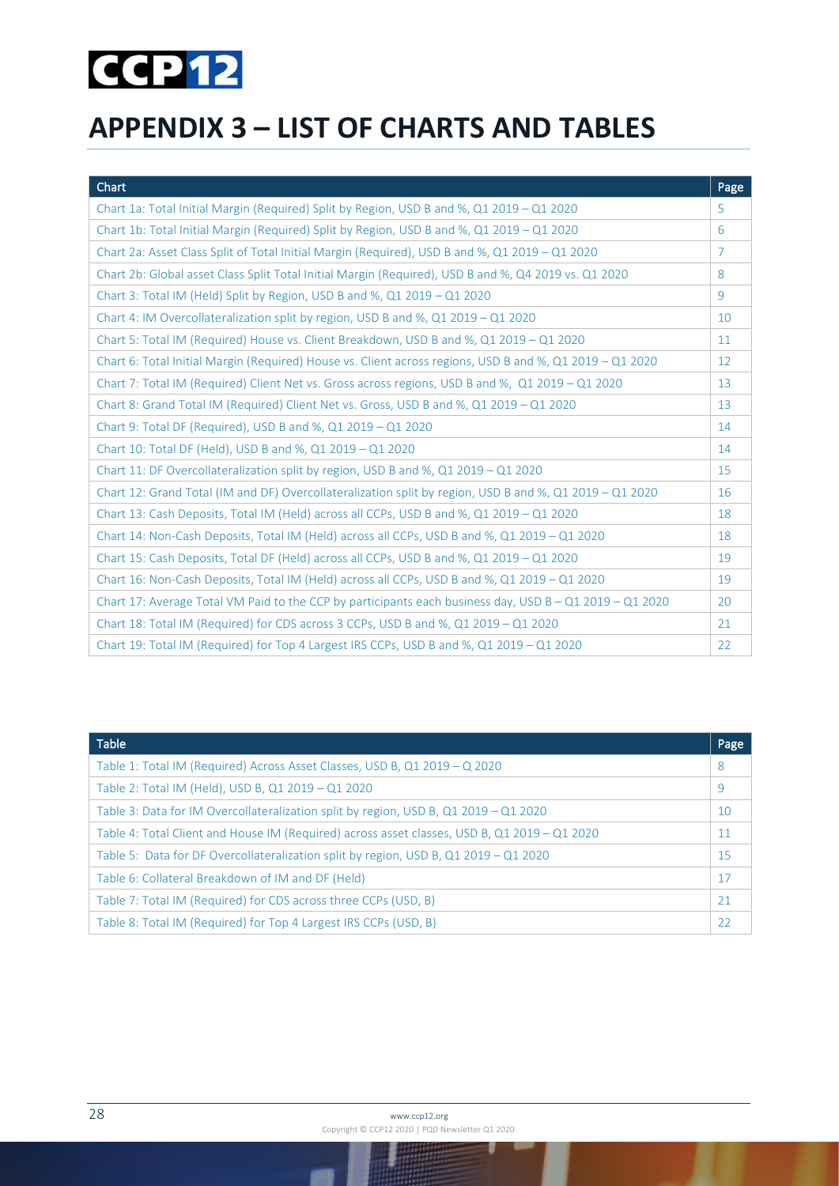# APPENDIX 3 – LIST OF CHARTS AND TABLES

| Chart | Page |
|---|---|
| Chart 1a: Total Initial Margin (Required) Split by Region, USD B and %, Q1 2019 – Q1 2020 | 5 |
| Chart 1b: Total Initial Margin (Required) Split by Region, USD B and %, Q1 2019 – Q1 2020 | 6 |
| Chart 2a: Asset Class Split of Total Initial Margin (Required), USD B and %, Q1 2019 – Q1 2020 | 7 |
| Chart 2b: Global asset Class Split Total Initial Margin (Required), USD B and %, Q4 2019 vs. Q1 2020 | 8 |
| Chart 3: Total IM (Held) Split by Region, USD B and %, Q1 2019 – Q1 2020 | 9 |
| Chart 4: IM Overcollateralization split by region, USD B and %, Q1 2019 – Q1 2020 | 10 |
| Chart 5: Total IM (Required) House vs. Client Breakdown, USD B and %, Q1 2019 – Q1 2020 | 11 |
| Chart 6: Total Initial Margin (Required) House vs. Client across regions, USD B and %, Q1 2019 – Q1 2020 | 12 |
| Chart 7: Total IM (Required) Client Net vs. Gross across regions, USD B and %, Q1 2019 – Q1 2020 | 13 |
| Chart 8: Grand Total IM (Required) Client Net vs. Gross, USD B and %, Q1 2019 – Q1 2020 | 13 |
| Chart 9: Total DF (Required), USD B and %, Q1 2019 – Q1 2020 | 14 |
| Chart 10: Total DF (Held), USD B and %, Q1 2019 – Q1 2020 | 14 |
| Chart 11: DF Overcollateralization split by region, USD B and %, Q1 2019 – Q1 2020 | 15 |
| Chart 12: Grand Total (IM and DF) Overcollateralization split by region, USD B and %, Q1 2019 – Q1 2020 | 16 |
| Chart 13: Cash Deposits, Total IM (Held) across all CCPs, USD B and %, Q1 2019 – Q1 2020 | 18 |
| Chart 14: Non-Cash Deposits, Total IM (Held) across all CCPs, USD B and %, Q1 2019 – Q1 2020 | 18 |
| Chart 15: Cash Deposits, Total DF (Held) across all CCPs, USD B and %, Q1 2019 – Q1 2020 | 19 |
| Chart 16: Non-Cash Deposits, Total IM (Held) across all CCPs, USD B and %, Q1 2019 – Q1 2020 | 19 |
| Chart 17: Average Total VM Paid to the CCP by participants each business day, USD B – Q1 2019 – Q1 2020 | 20 |
| Chart 18: Total IM (Required) for CDS across 3 CCPs, USD B and %, Q1 2019 – Q1 2020 | 21 |
| Chart 19: Total IM (Required) for Top 4 Largest IRS CCPs, USD B and %, Q1 2019 – Q1 2020 | 22 |

| Table | Page |
|---|---|
| Table 1: Total IM (Required) Across Asset Classes, USD B, Q1 2019 – Q 2020 | 8 |
| Table 2: Total IM (Held), USD B, Q1 2019 – Q1 2020 | 9 |
| Table 3: Data for IM Overcollateralization split by region, USD B, Q1 2019 – Q1 2020 | 10 |
| Table 4: Total Client and House IM (Required) across asset classes, USD B, Q1 2019 – Q1 2020 | 11 |
| Table 5: Data for DF Overcollateralization split by region, USD B, Q1 2019 – Q1 2020 | 15 |
| Table 6: Collateral Breakdown of IM and DF (Held) | 17 |
| Table 7: Total IM (Required) for CDS across three CCPs (USD, B) | 21 |
| Table 8: Total IM (Required) for Top 4 Largest IRS CCPs (USD, B) | 22 |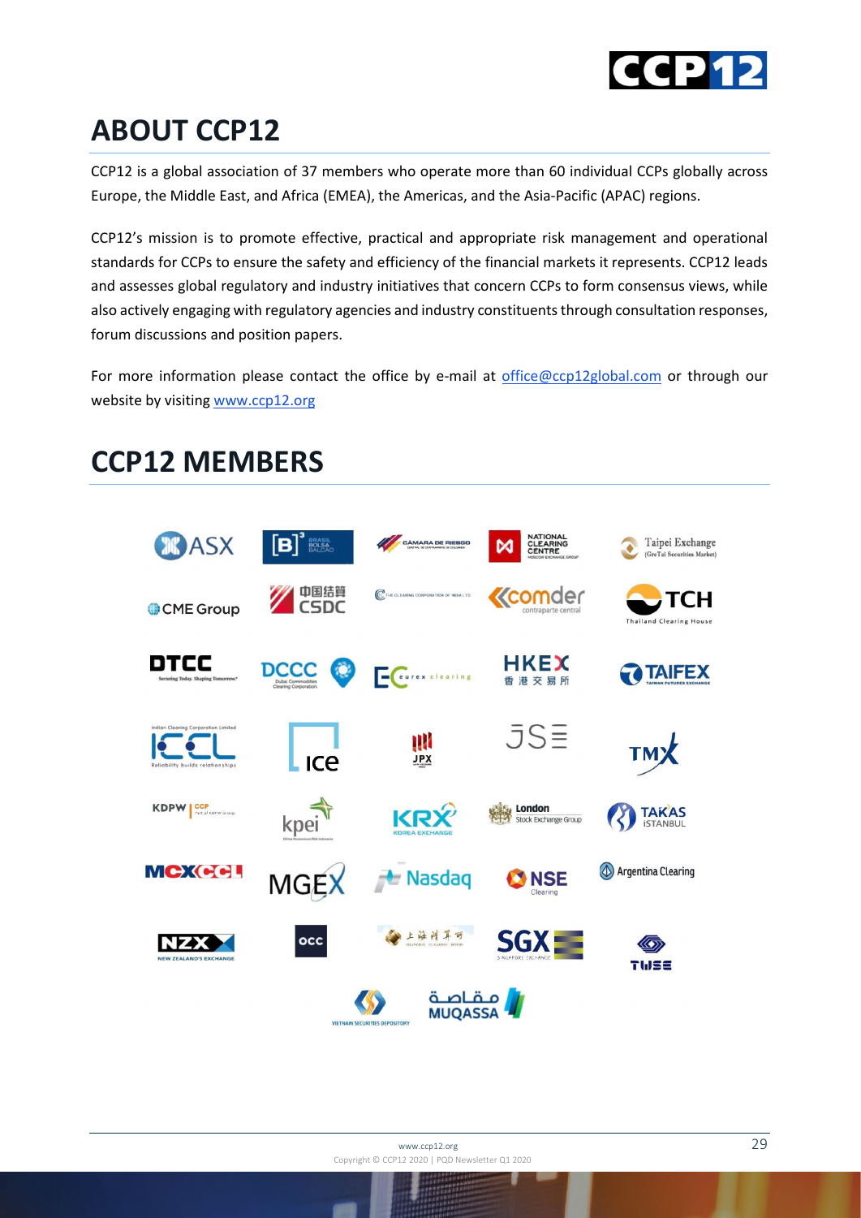## ABOUT CCP12

CCP12 is a global association of 37 members who operate more than 60 individual CCPs globally across Europe, the Middle East, and Africa (EMEA), the Americas, and the Asia-Pacific (APAC) regions.

CCP12's mission is to promote effective, practical and appropriate risk management and operational standards for CCPs to ensure the safety and efficiency of the financial markets it represents. CCP12 leads and assesses global regulatory and industry initiatives that concern CCPs to form consensus views, while also actively engaging with regulatory agencies and industry constituents through consultation responses, forum discussions and position papers.

For more information please contact the office by e-mail at office@ccp12global.com or through our website by visiting www.ccp12.org

## CCP12 MEMBERS